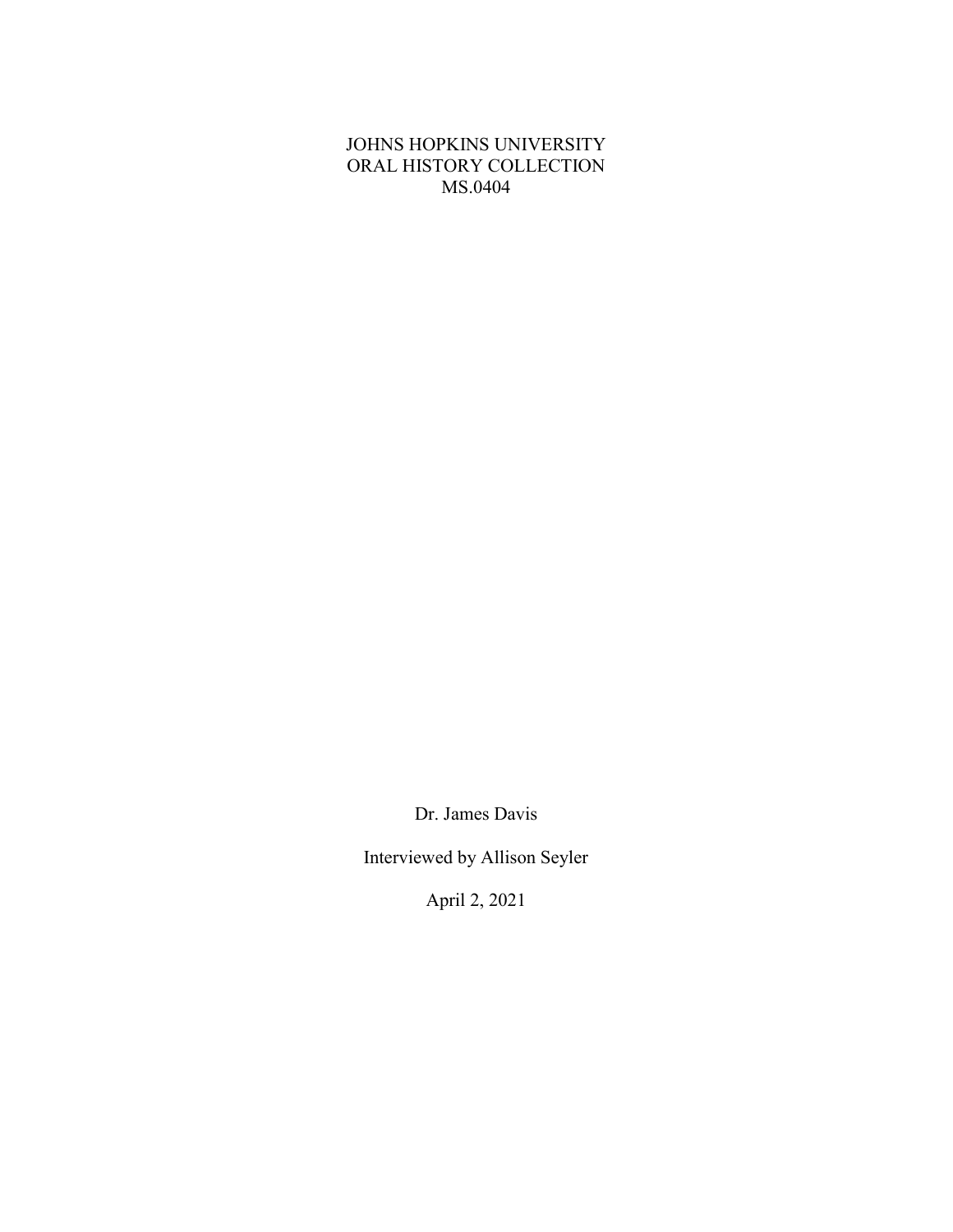JOHNS HOPKINS UNIVERSITY
ORAL HISTORY COLLECTION
MS.0404

Dr. James Davis

Interviewed by Allison Seyler

April 2, 2021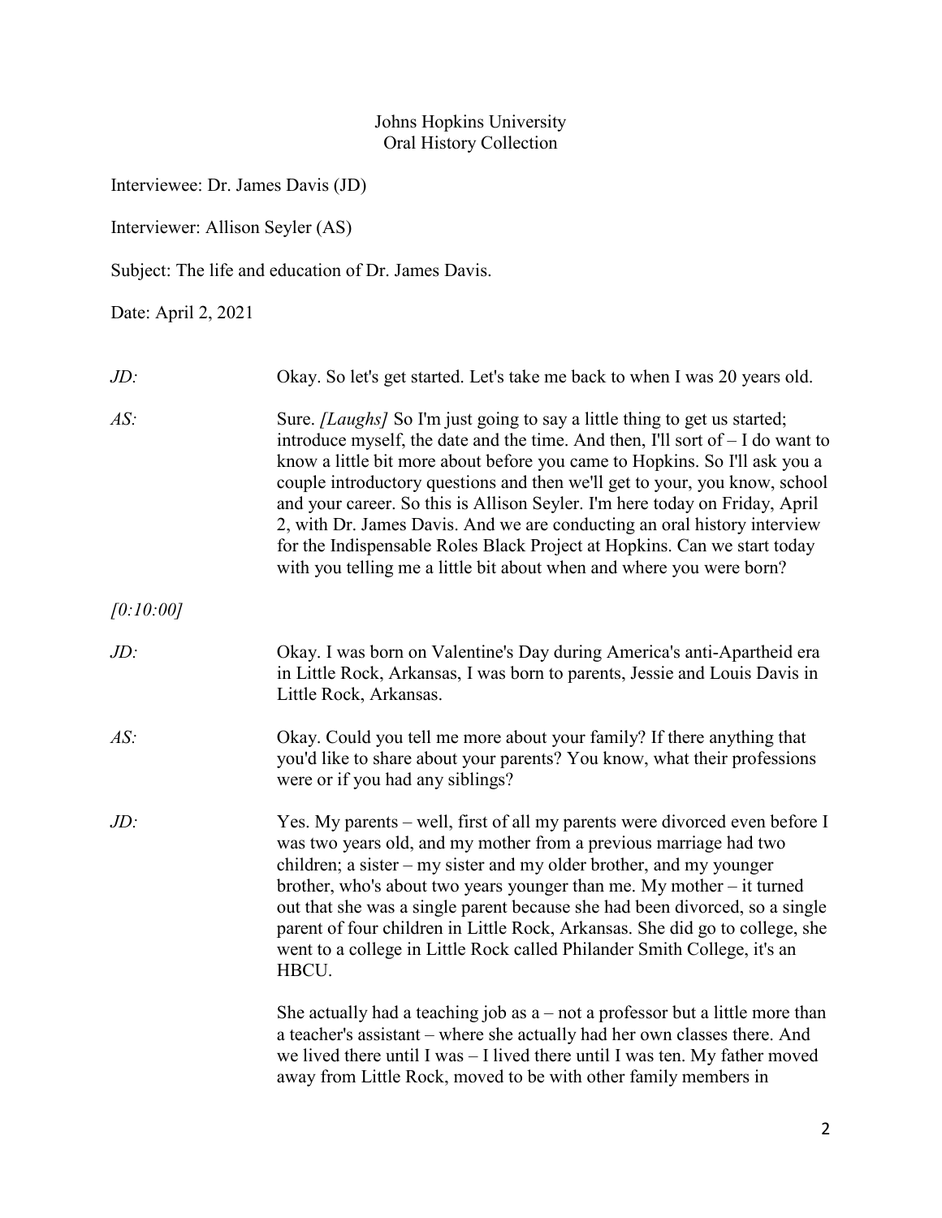Johns Hopkins University
Oral History Collection

Interviewee: Dr. James Davis (JD)

Interviewer: Allison Seyler (AS)

Subject: The life and education of Dr. James Davis.

Date: April 2, 2021

*JD:* Okay. So let's get started. Let's take me back to when I was 20 years old.

*AS:* Sure. *[Laughs]* So I'm just going to say a little thing to get us started; introduce myself, the date and the time. And then, I'll sort of – I do want to know a little bit more about before you came to Hopkins. So I'll ask you a couple introductory questions and then we'll get to your, you know, school and your career. So this is Allison Seyler. I'm here today on Friday, April 2, with Dr. James Davis. And we are conducting an oral history interview for the Indispensable Roles Black Project at Hopkins. Can we start today with you telling me a little bit about when and where you were born?

*[0:10:00]*

*JD:* Okay. I was born on Valentine's Day during America's anti-Apartheid era in Little Rock, Arkansas, I was born to parents, Jessie and Louis Davis in Little Rock, Arkansas.

*AS:* Okay. Could you tell me more about your family? If there anything that you'd like to share about your parents? You know, what their professions were or if you had any siblings?

*JD:* Yes. My parents – well, first of all my parents were divorced even before I was two years old, and my mother from a previous marriage had two children; a sister – my sister and my older brother, and my younger brother, who's about two years younger than me. My mother – it turned out that she was a single parent because she had been divorced, so a single parent of four children in Little Rock, Arkansas. She did go to college, she went to a college in Little Rock called Philander Smith College, it's an HBCU.

She actually had a teaching job as a – not a professor but a little more than a teacher's assistant – where she actually had her own classes there. And we lived there until I was – I lived there until I was ten. My father moved away from Little Rock, moved to be with other family members in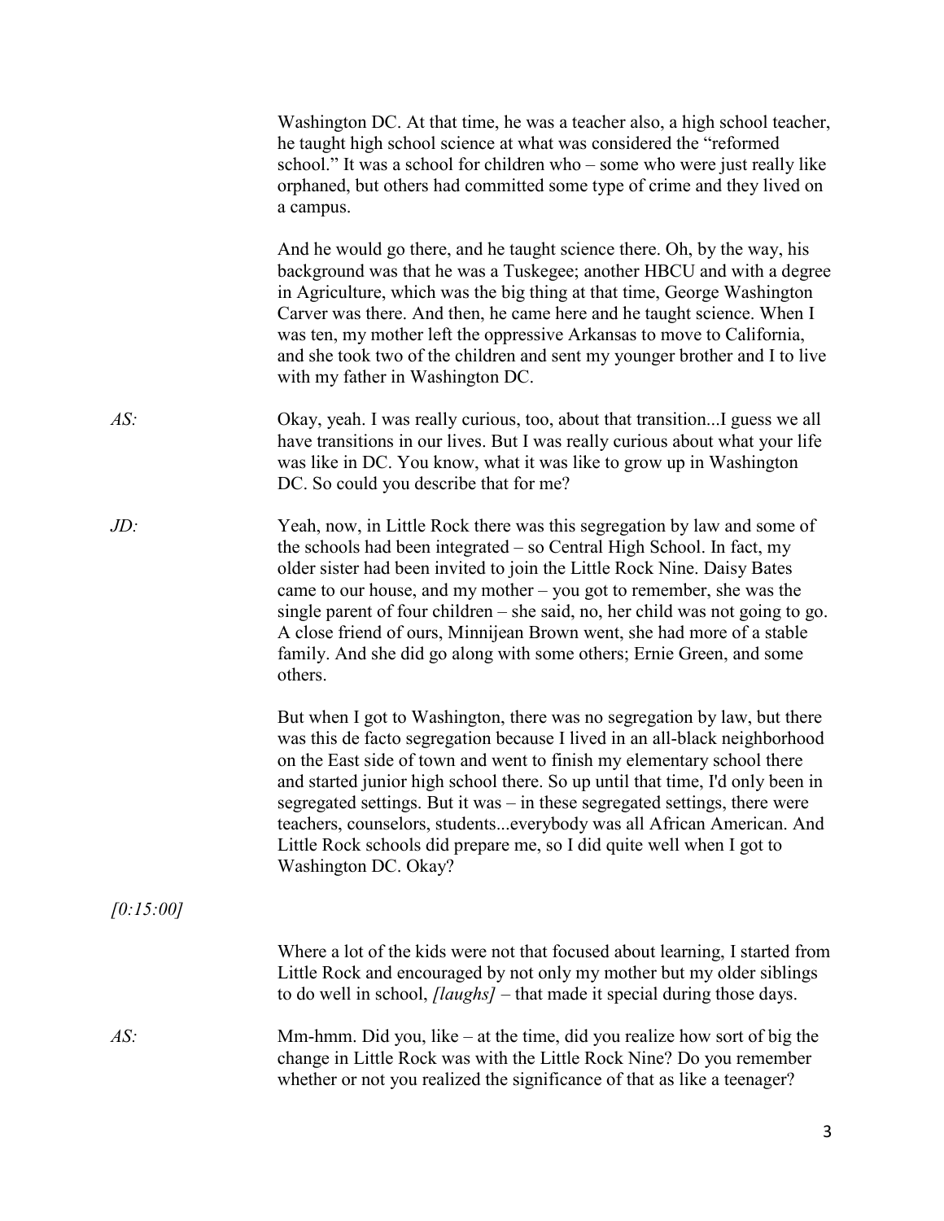Washington DC. At that time, he was a teacher also, a high school teacher, he taught high school science at what was considered the "reformed school." It was a school for children who – some who were just really like orphaned, but others had committed some type of crime and they lived on a campus.

And he would go there, and he taught science there. Oh, by the way, his background was that he was a Tuskegee; another HBCU and with a degree in Agriculture, which was the big thing at that time, George Washington Carver was there. And then, he came here and he taught science. When I was ten, my mother left the oppressive Arkansas to move to California, and she took two of the children and sent my younger brother and I to live with my father in Washington DC.

*AS:* Okay, yeah. I was really curious, too, about that transition...I guess we all have transitions in our lives. But I was really curious about what your life was like in DC. You know, what it was like to grow up in Washington DC. So could you describe that for me?

*JD:* Yeah, now, in Little Rock there was this segregation by law and some of the schools had been integrated – so Central High School. In fact, my older sister had been invited to join the Little Rock Nine. Daisy Bates came to our house, and my mother – you got to remember, she was the single parent of four children – she said, no, her child was not going to go. A close friend of ours, Minnijean Brown went, she had more of a stable family. And she did go along with some others; Ernie Green, and some others.

But when I got to Washington, there was no segregation by law, but there was this de facto segregation because I lived in an all-black neighborhood on the East side of town and went to finish my elementary school there and started junior high school there. So up until that time, I'd only been in segregated settings. But it was – in these segregated settings, there were teachers, counselors, students...everybody was all African American. And Little Rock schools did prepare me, so I did quite well when I got to Washington DC. Okay?

*[0:15:00]*

Where a lot of the kids were not that focused about learning, I started from Little Rock and encouraged by not only my mother but my older siblings to do well in school, *[laughs]* – that made it special during those days.

*AS:* Mm-hmm. Did you, like – at the time, did you realize how sort of big the change in Little Rock was with the Little Rock Nine? Do you remember whether or not you realized the significance of that as like a teenager?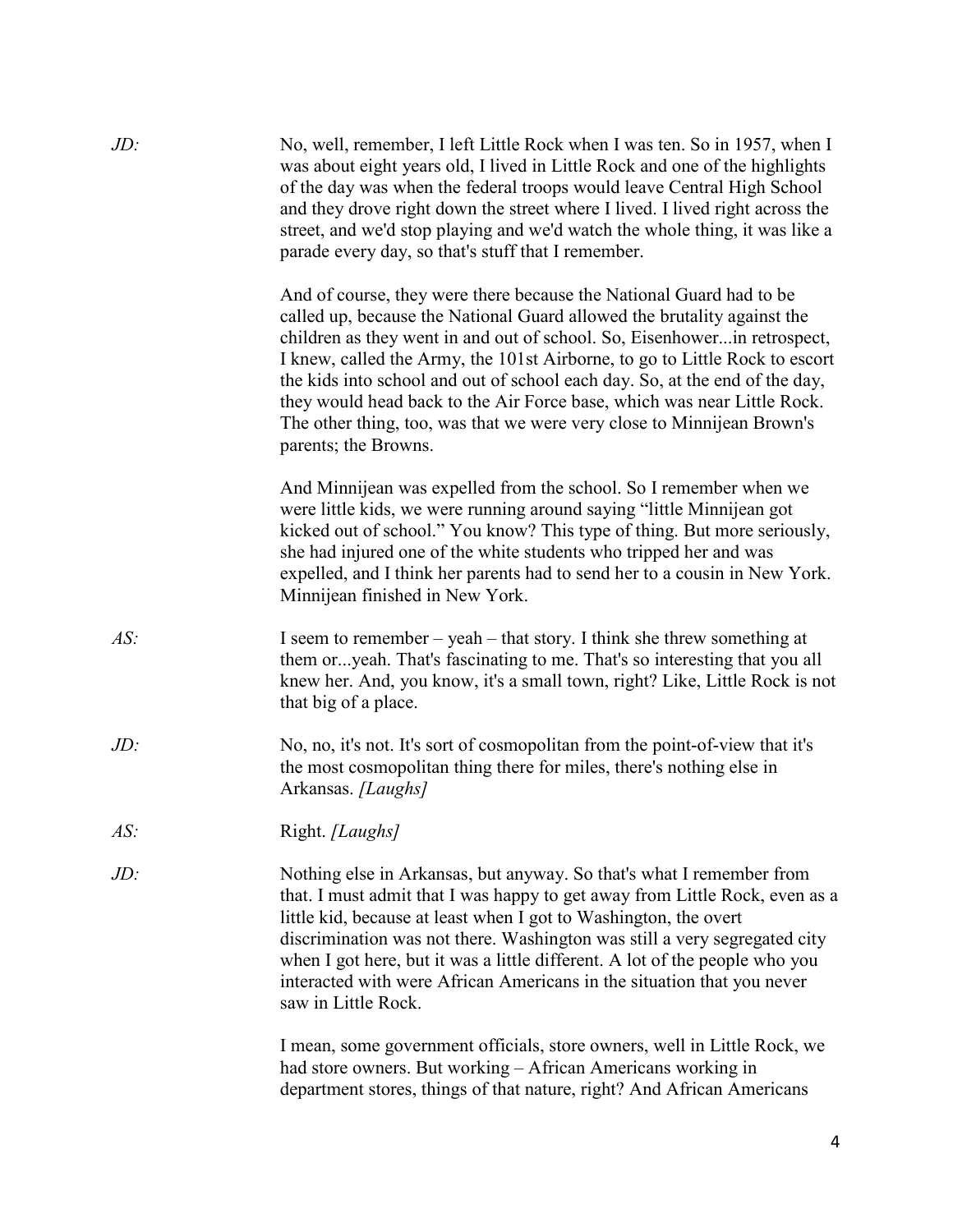*JD:* No, well, remember, I left Little Rock when I was ten. So in 1957, when I was about eight years old, I lived in Little Rock and one of the highlights of the day was when the federal troops would leave Central High School and they drove right down the street where I lived. I lived right across the street, and we'd stop playing and we'd watch the whole thing, it was like a parade every day, so that's stuff that I remember.

And of course, they were there because the National Guard had to be called up, because the National Guard allowed the brutality against the children as they went in and out of school. So, Eisenhower...in retrospect, I knew, called the Army, the 101st Airborne, to go to Little Rock to escort the kids into school and out of school each day. So, at the end of the day, they would head back to the Air Force base, which was near Little Rock. The other thing, too, was that we were very close to Minnijean Brown's parents; the Browns.

And Minnijean was expelled from the school. So I remember when we were little kids, we were running around saying "little Minnijean got kicked out of school." You know? This type of thing. But more seriously, she had injured one of the white students who tripped her and was expelled, and I think her parents had to send her to a cousin in New York. Minnijean finished in New York.

*AS:* I seem to remember – yeah – that story. I think she threw something at them or...yeah. That's fascinating to me. That's so interesting that you all knew her. And, you know, it's a small town, right? Like, Little Rock is not that big of a place.

*JD:* No, no, it's not. It's sort of cosmopolitan from the point-of-view that it's the most cosmopolitan thing there for miles, there's nothing else in Arkansas. *[Laughs]*

*AS:* Right. *[Laughs]*

*JD:* Nothing else in Arkansas, but anyway. So that's what I remember from that. I must admit that I was happy to get away from Little Rock, even as a little kid, because at least when I got to Washington, the overt discrimination was not there. Washington was still a very segregated city when I got here, but it was a little different. A lot of the people who you interacted with were African Americans in the situation that you never saw in Little Rock.

I mean, some government officials, store owners, well in Little Rock, we had store owners. But working – African Americans working in department stores, things of that nature, right? And African Americans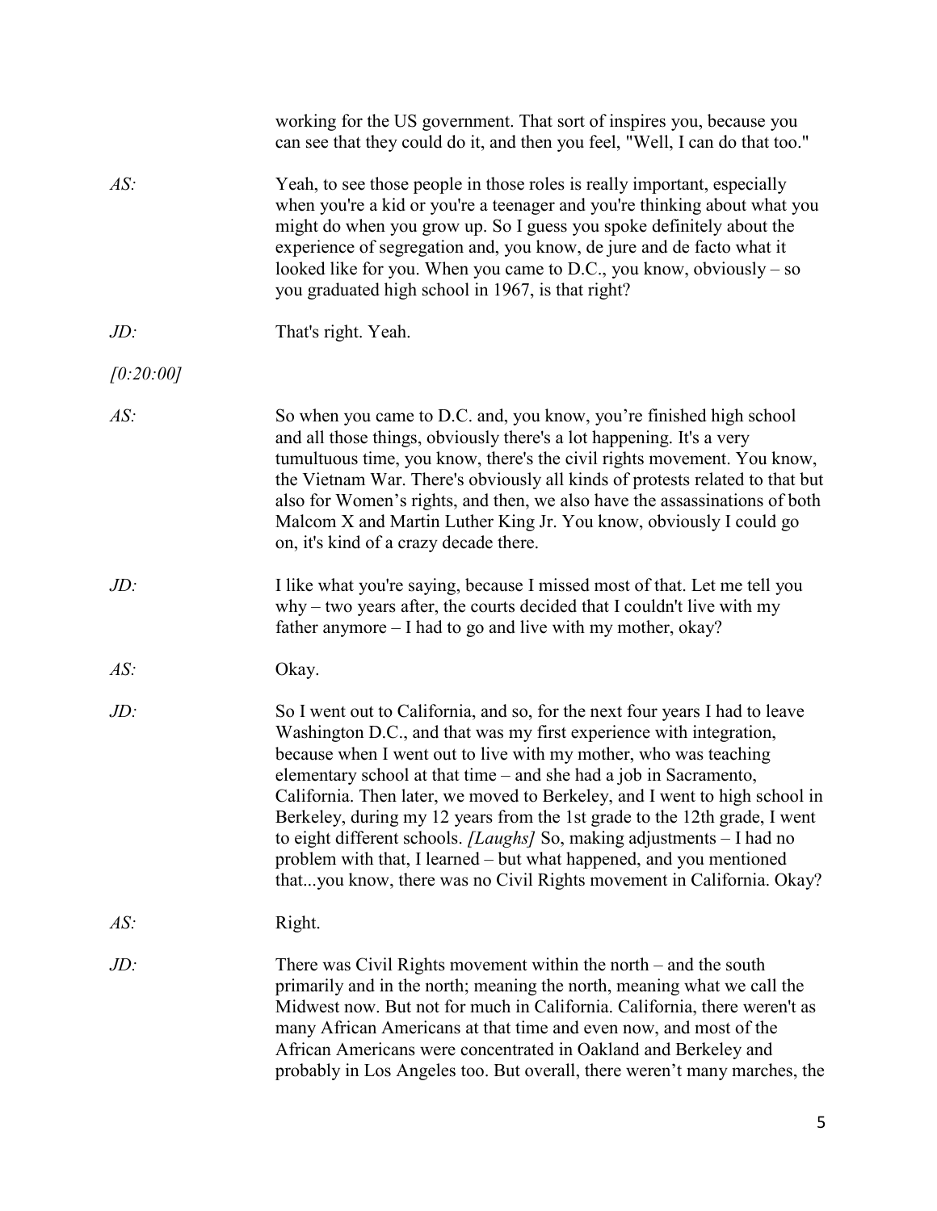working for the US government. That sort of inspires you, because you can see that they could do it, and then you feel, "Well, I can do that too."

*AS:* Yeah, to see those people in those roles is really important, especially when you're a kid or you're a teenager and you're thinking about what you might do when you grow up. So I guess you spoke definitely about the experience of segregation and, you know, de jure and de facto what it looked like for you. When you came to D.C., you know, obviously – so you graduated high school in 1967, is that right?

*JD:* That's right. Yeah.

*[0:20:00]*

*AS:* So when you came to D.C. and, you know, you're finished high school and all those things, obviously there's a lot happening. It's a very tumultuous time, you know, there's the civil rights movement. You know, the Vietnam War. There's obviously all kinds of protests related to that but also for Women's rights, and then, we also have the assassinations of both Malcom X and Martin Luther King Jr. You know, obviously I could go on, it's kind of a crazy decade there.

*JD:* I like what you're saying, because I missed most of that. Let me tell you why – two years after, the courts decided that I couldn't live with my father anymore – I had to go and live with my mother, okay?

*AS:* Okay.

*JD:* So I went out to California, and so, for the next four years I had to leave Washington D.C., and that was my first experience with integration, because when I went out to live with my mother, who was teaching elementary school at that time – and she had a job in Sacramento, California. Then later, we moved to Berkeley, and I went to high school in Berkeley, during my 12 years from the 1st grade to the 12th grade, I went to eight different schools. *[Laughs]* So, making adjustments – I had no problem with that, I learned – but what happened, and you mentioned that...you know, there was no Civil Rights movement in California. Okay?

*AS:* Right.

*JD:* There was Civil Rights movement within the north – and the south primarily and in the north; meaning the north, meaning what we call the Midwest now. But not for much in California. California, there weren't as many African Americans at that time and even now, and most of the African Americans were concentrated in Oakland and Berkeley and probably in Los Angeles too. But overall, there weren't many marches, the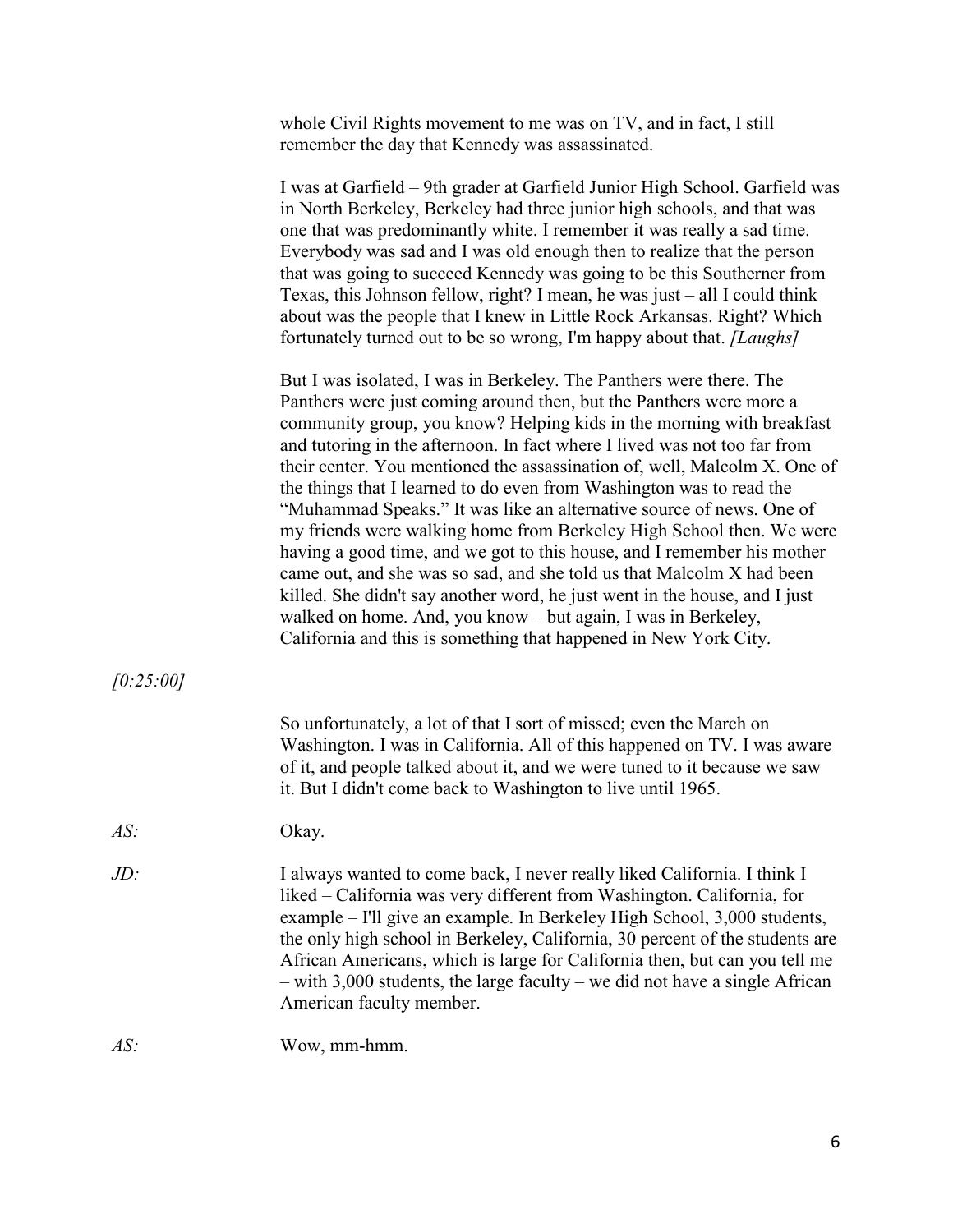whole Civil Rights movement to me was on TV, and in fact, I still remember the day that Kennedy was assassinated.

I was at Garfield – 9th grader at Garfield Junior High School. Garfield was in North Berkeley, Berkeley had three junior high schools, and that was one that was predominantly white. I remember it was really a sad time. Everybody was sad and I was old enough then to realize that the person that was going to succeed Kennedy was going to be this Southerner from Texas, this Johnson fellow, right? I mean, he was just – all I could think about was the people that I knew in Little Rock Arkansas. Right? Which fortunately turned out to be so wrong, I'm happy about that. *[Laughs]*

But I was isolated, I was in Berkeley. The Panthers were there. The Panthers were just coming around then, but the Panthers were more a community group, you know? Helping kids in the morning with breakfast and tutoring in the afternoon. In fact where I lived was not too far from their center. You mentioned the assassination of, well, Malcolm X. One of the things that I learned to do even from Washington was to read the "Muhammad Speaks." It was like an alternative source of news. One of my friends were walking home from Berkeley High School then. We were having a good time, and we got to this house, and I remember his mother came out, and she was so sad, and she told us that Malcolm X had been killed. She didn't say another word, he just went in the house, and I just walked on home. And, you know – but again, I was in Berkeley, California and this is something that happened in New York City.

*[0:25:00]*

So unfortunately, a lot of that I sort of missed; even the March on Washington. I was in California. All of this happened on TV. I was aware of it, and people talked about it, and we were tuned to it because we saw it. But I didn't come back to Washington to live until 1965.

*AS:* Okay.

*JD:* I always wanted to come back, I never really liked California. I think I liked – California was very different from Washington. California, for example – I'll give an example. In Berkeley High School, 3,000 students, the only high school in Berkeley, California, 30 percent of the students are African Americans, which is large for California then, but can you tell me – with 3,000 students, the large faculty – we did not have a single African American faculty member.

*AS:* Wow, mm-hmm.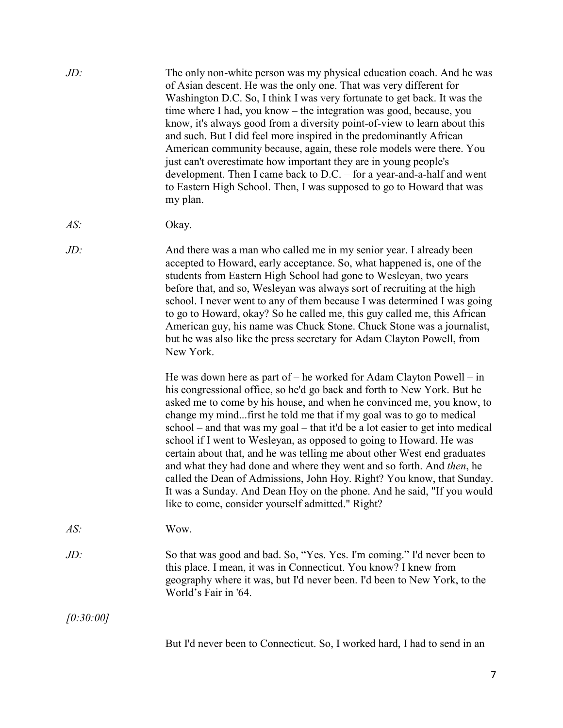*JD:* The only non-white person was my physical education coach. And he was of Asian descent. He was the only one. That was very different for Washington D.C. So, I think I was very fortunate to get back. It was the time where I had, you know – the integration was good, because, you know, it's always good from a diversity point-of-view to learn about this and such. But I did feel more inspired in the predominantly African American community because, again, these role models were there. You just can't overestimate how important they are in young people's development. Then I came back to D.C. – for a year-and-a-half and went to Eastern High School. Then, I was supposed to go to Howard that was my plan.

*AS:* Okay.

*JD:* And there was a man who called me in my senior year. I already been accepted to Howard, early acceptance. So, what happened is, one of the students from Eastern High School had gone to Wesleyan, two years before that, and so, Wesleyan was always sort of recruiting at the high school. I never went to any of them because I was determined I was going to go to Howard, okay? So he called me, this guy called me, this African American guy, his name was Chuck Stone. Chuck Stone was a journalist, but he was also like the press secretary for Adam Clayton Powell, from New York.

He was down here as part of – he worked for Adam Clayton Powell – in his congressional office, so he'd go back and forth to New York. But he asked me to come by his house, and when he convinced me, you know, to change my mind...first he told me that if my goal was to go to medical school – and that was my goal – that it'd be a lot easier to get into medical school if I went to Wesleyan, as opposed to going to Howard. He was certain about that, and he was telling me about other West end graduates and what they had done and where they went and so forth. And *then*, he called the Dean of Admissions, John Hoy. Right? You know, that Sunday. It was a Sunday. And Dean Hoy on the phone. And he said, "If you would like to come, consider yourself admitted." Right?

*AS:* Wow.

*JD:* So that was good and bad. So, "Yes. Yes. I'm coming." I'd never been to this place. I mean, it was in Connecticut. You know? I knew from geography where it was, but I'd never been. I'd been to New York, to the World's Fair in '64.

*[0:30:00]*

But I'd never been to Connecticut. So, I worked hard, I had to send in an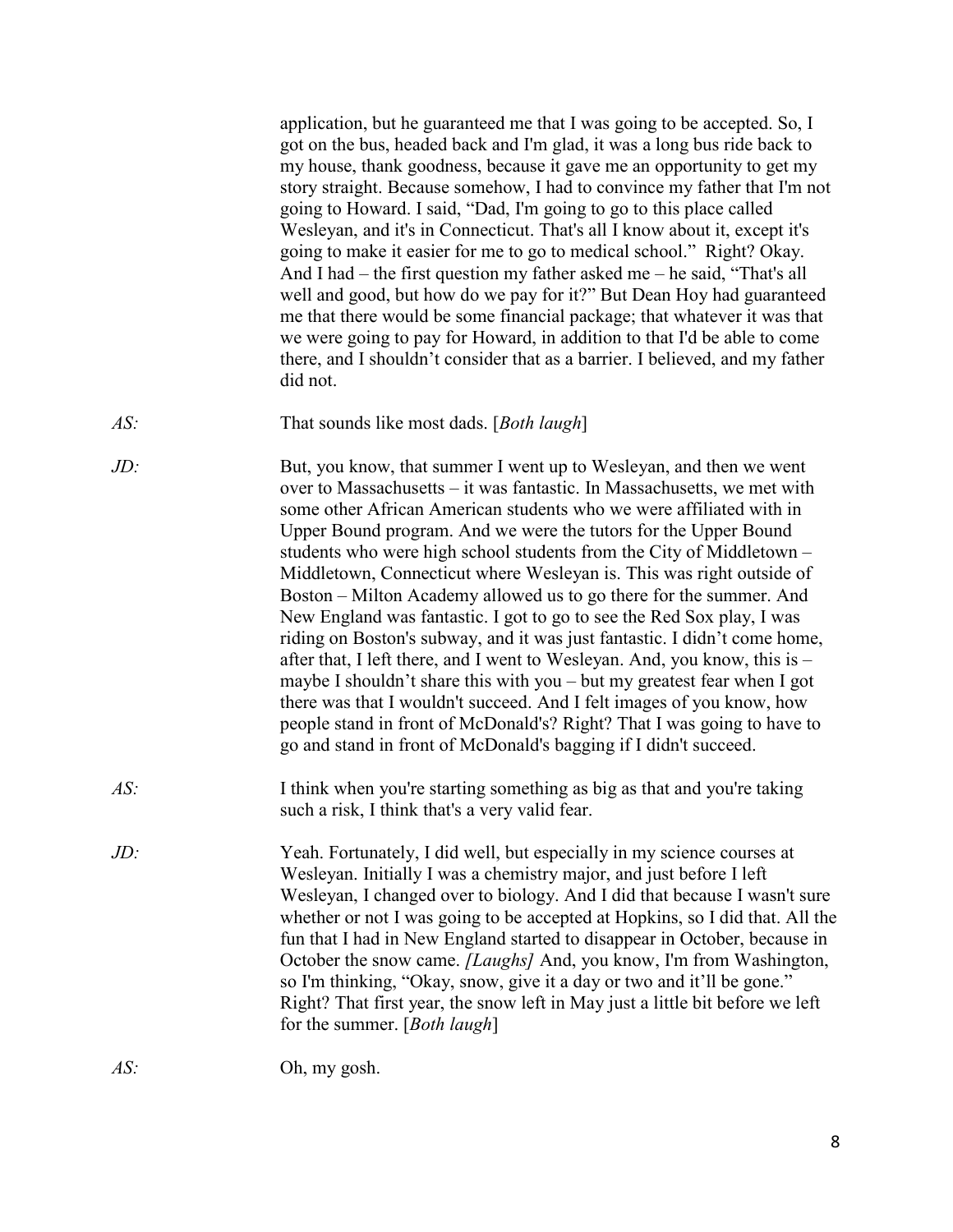application, but he guaranteed me that I was going to be accepted. So, I got on the bus, headed back and I'm glad, it was a long bus ride back to my house, thank goodness, because it gave me an opportunity to get my story straight. Because somehow, I had to convince my father that I'm not going to Howard. I said, "Dad, I'm going to go to this place called Wesleyan, and it's in Connecticut. That's all I know about it, except it's going to make it easier for me to go to medical school." Right? Okay. And I had – the first question my father asked me – he said, "That's all well and good, but how do we pay for it?" But Dean Hoy had guaranteed me that there would be some financial package; that whatever it was that we were going to pay for Howard, in addition to that I'd be able to come there, and I shouldn't consider that as a barrier. I believed, and my father did not.

*AS:* That sounds like most dads. [*Both laugh*]

*JD:* But, you know, that summer I went up to Wesleyan, and then we went over to Massachusetts – it was fantastic. In Massachusetts, we met with some other African American students who we were affiliated with in Upper Bound program. And we were the tutors for the Upper Bound students who were high school students from the City of Middletown – Middletown, Connecticut where Wesleyan is. This was right outside of Boston – Milton Academy allowed us to go there for the summer. And New England was fantastic. I got to go to see the Red Sox play, I was riding on Boston's subway, and it was just fantastic. I didn't come home, after that, I left there, and I went to Wesleyan. And, you know, this is – maybe I shouldn't share this with you – but my greatest fear when I got there was that I wouldn't succeed. And I felt images of you know, how people stand in front of McDonald's? Right? That I was going to have to go and stand in front of McDonald's bagging if I didn't succeed.

*AS:* I think when you're starting something as big as that and you're taking such a risk, I think that's a very valid fear.

*JD:* Yeah. Fortunately, I did well, but especially in my science courses at Wesleyan. Initially I was a chemistry major, and just before I left Wesleyan, I changed over to biology. And I did that because I wasn't sure whether or not I was going to be accepted at Hopkins, so I did that. All the fun that I had in New England started to disappear in October, because in October the snow came. *[Laughs]* And, you know, I'm from Washington, so I'm thinking, "Okay, snow, give it a day or two and it'll be gone." Right? That first year, the snow left in May just a little bit before we left for the summer. [*Both laugh*]

*AS:* Oh, my gosh.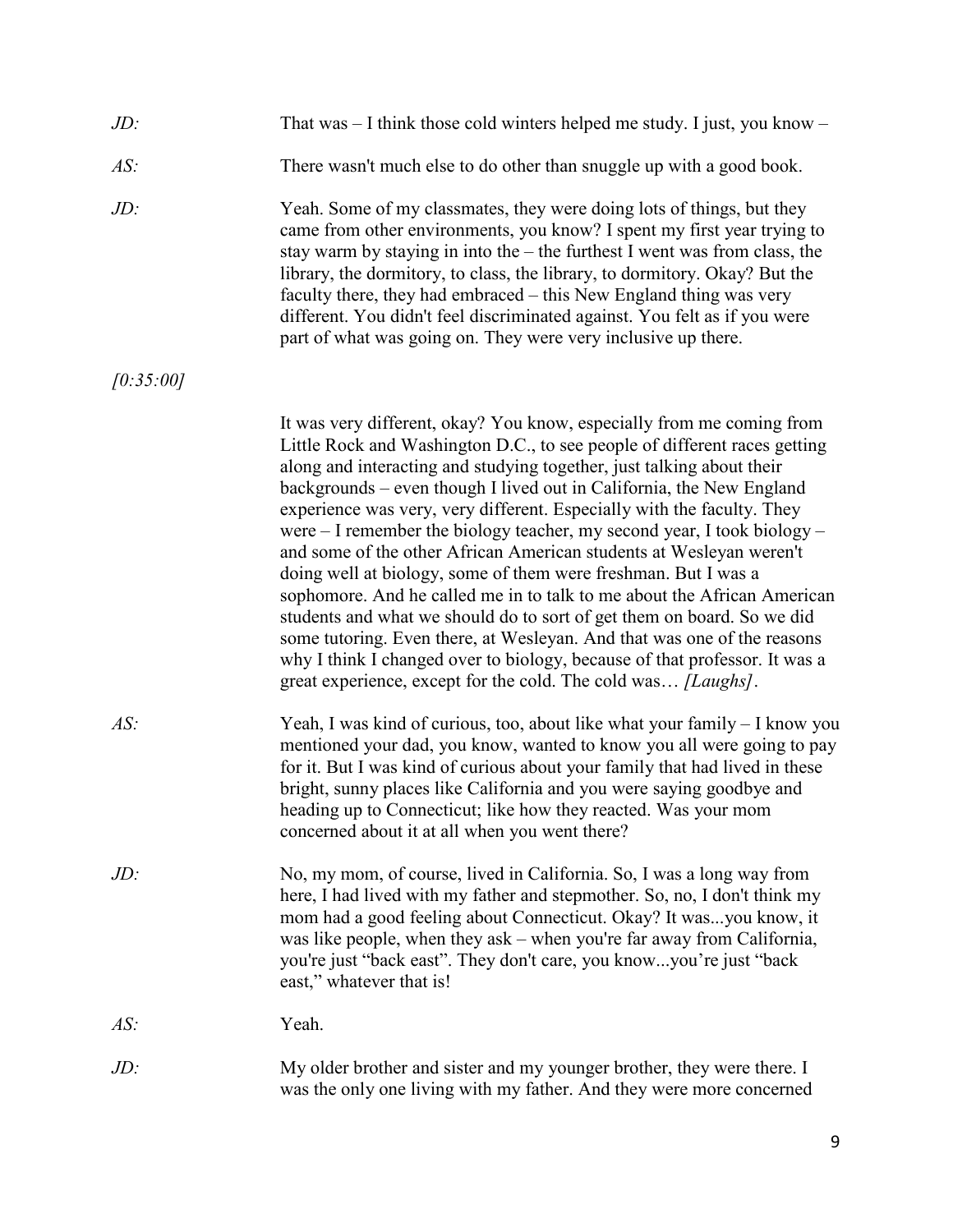*JD:* That was – I think those cold winters helped me study. I just, you know –

*AS:* There wasn't much else to do other than snuggle up with a good book.

*JD:* Yeah. Some of my classmates, they were doing lots of things, but they came from other environments, you know? I spent my first year trying to stay warm by staying in into the – the furthest I went was from class, the library, the dormitory, to class, the library, to dormitory. Okay? But the faculty there, they had embraced – this New England thing was very different. You didn't feel discriminated against. You felt as if you were part of what was going on. They were very inclusive up there.

*[0:35:00]*

It was very different, okay? You know, especially from me coming from Little Rock and Washington D.C., to see people of different races getting along and interacting and studying together, just talking about their backgrounds – even though I lived out in California, the New England experience was very, very different. Especially with the faculty. They were – I remember the biology teacher, my second year, I took biology – and some of the other African American students at Wesleyan weren't doing well at biology, some of them were freshman. But I was a sophomore. And he called me in to talk to me about the African American students and what we should do to sort of get them on board. So we did some tutoring. Even there, at Wesleyan. And that was one of the reasons why I think I changed over to biology, because of that professor. It was a great experience, except for the cold. The cold was… *[Laughs]*.

*AS:* Yeah, I was kind of curious, too, about like what your family – I know you mentioned your dad, you know, wanted to know you all were going to pay for it. But I was kind of curious about your family that had lived in these bright, sunny places like California and you were saying goodbye and heading up to Connecticut; like how they reacted. Was your mom concerned about it at all when you went there?

*JD:* No, my mom, of course, lived in California. So, I was a long way from here, I had lived with my father and stepmother. So, no, I don't think my mom had a good feeling about Connecticut. Okay? It was...you know, it was like people, when they ask – when you're far away from California, you're just "back east". They don't care, you know...you're just "back east," whatever that is!

*AS:* Yeah.

*JD:* My older brother and sister and my younger brother, they were there. I was the only one living with my father. And they were more concerned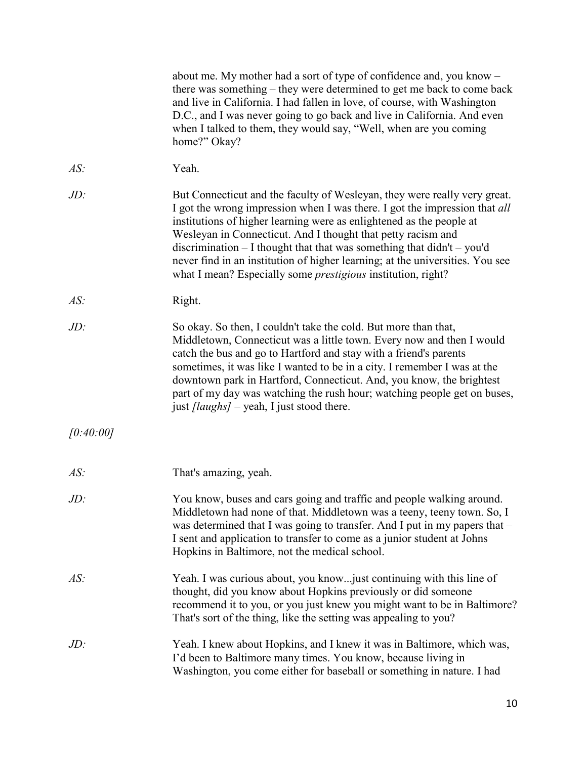about me. My mother had a sort of type of confidence and, you know – there was something – they were determined to get me back to come back and live in California. I had fallen in love, of course, with Washington D.C., and I was never going to go back and live in California. And even when I talked to them, they would say, "Well, when are you coming home?" Okay?

*AS:* Yeah.

*JD:* But Connecticut and the faculty of Wesleyan, they were really very great. I got the wrong impression when I was there. I got the impression that *all* institutions of higher learning were as enlightened as the people at Wesleyan in Connecticut. And I thought that petty racism and discrimination – I thought that that was something that didn't – you'd never find in an institution of higher learning; at the universities. You see what I mean? Especially some *prestigious* institution, right?

*AS:* Right.

*JD:* So okay. So then, I couldn't take the cold. But more than that, Middletown, Connecticut was a little town. Every now and then I would catch the bus and go to Hartford and stay with a friend's parents sometimes, it was like I wanted to be in a city. I remember I was at the downtown park in Hartford, Connecticut. And, you know, the brightest part of my day was watching the rush hour; watching people get on buses, just *[laughs]* – yeah, I just stood there.

*[0:40:00]*

*AS:* That's amazing, yeah.

*JD:* You know, buses and cars going and traffic and people walking around. Middletown had none of that. Middletown was a teeny, teeny town. So, I was determined that I was going to transfer. And I put in my papers that – I sent and application to transfer to come as a junior student at Johns Hopkins in Baltimore, not the medical school.

*AS:* Yeah. I was curious about, you know...just continuing with this line of thought, did you know about Hopkins previously or did someone recommend it to you, or you just knew you might want to be in Baltimore? That's sort of the thing, like the setting was appealing to you?

*JD:* Yeah. I knew about Hopkins, and I knew it was in Baltimore, which was, I'd been to Baltimore many times. You know, because living in Washington, you come either for baseball or something in nature. I had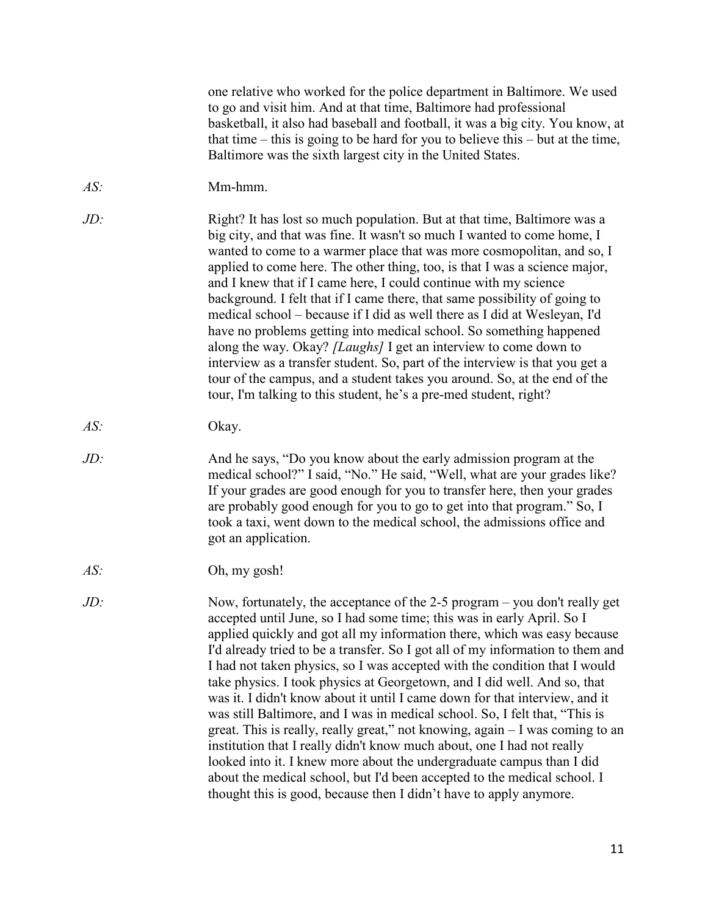one relative who worked for the police department in Baltimore. We used to go and visit him. And at that time, Baltimore had professional basketball, it also had baseball and football, it was a big city. You know, at that time – this is going to be hard for you to believe this – but at the time, Baltimore was the sixth largest city in the United States.

*AS:* Mm-hmm.

*JD:* Right? It has lost so much population. But at that time, Baltimore was a big city, and that was fine. It wasn't so much I wanted to come home, I wanted to come to a warmer place that was more cosmopolitan, and so, I applied to come here. The other thing, too, is that I was a science major, and I knew that if I came here, I could continue with my science background. I felt that if I came there, that same possibility of going to medical school – because if I did as well there as I did at Wesleyan, I'd have no problems getting into medical school. So something happened along the way. Okay? *[Laughs]* I get an interview to come down to interview as a transfer student. So, part of the interview is that you get a tour of the campus, and a student takes you around. So, at the end of the tour, I'm talking to this student, he's a pre-med student, right?

*AS:* Okay.

*JD:* And he says, "Do you know about the early admission program at the medical school?" I said, "No." He said, "Well, what are your grades like? If your grades are good enough for you to transfer here, then your grades are probably good enough for you to go to get into that program." So, I took a taxi, went down to the medical school, the admissions office and got an application.

*AS:* Oh, my gosh!

*JD:* Now, fortunately, the acceptance of the 2-5 program – you don't really get accepted until June, so I had some time; this was in early April. So I applied quickly and got all my information there, which was easy because I'd already tried to be a transfer. So I got all of my information to them and I had not taken physics, so I was accepted with the condition that I would take physics. I took physics at Georgetown, and I did well. And so, that was it. I didn't know about it until I came down for that interview, and it was still Baltimore, and I was in medical school. So, I felt that, "This is great. This is really, really great," not knowing, again – I was coming to an institution that I really didn't know much about, one I had not really looked into it. I knew more about the undergraduate campus than I did about the medical school, but I'd been accepted to the medical school. I thought this is good, because then I didn't have to apply anymore.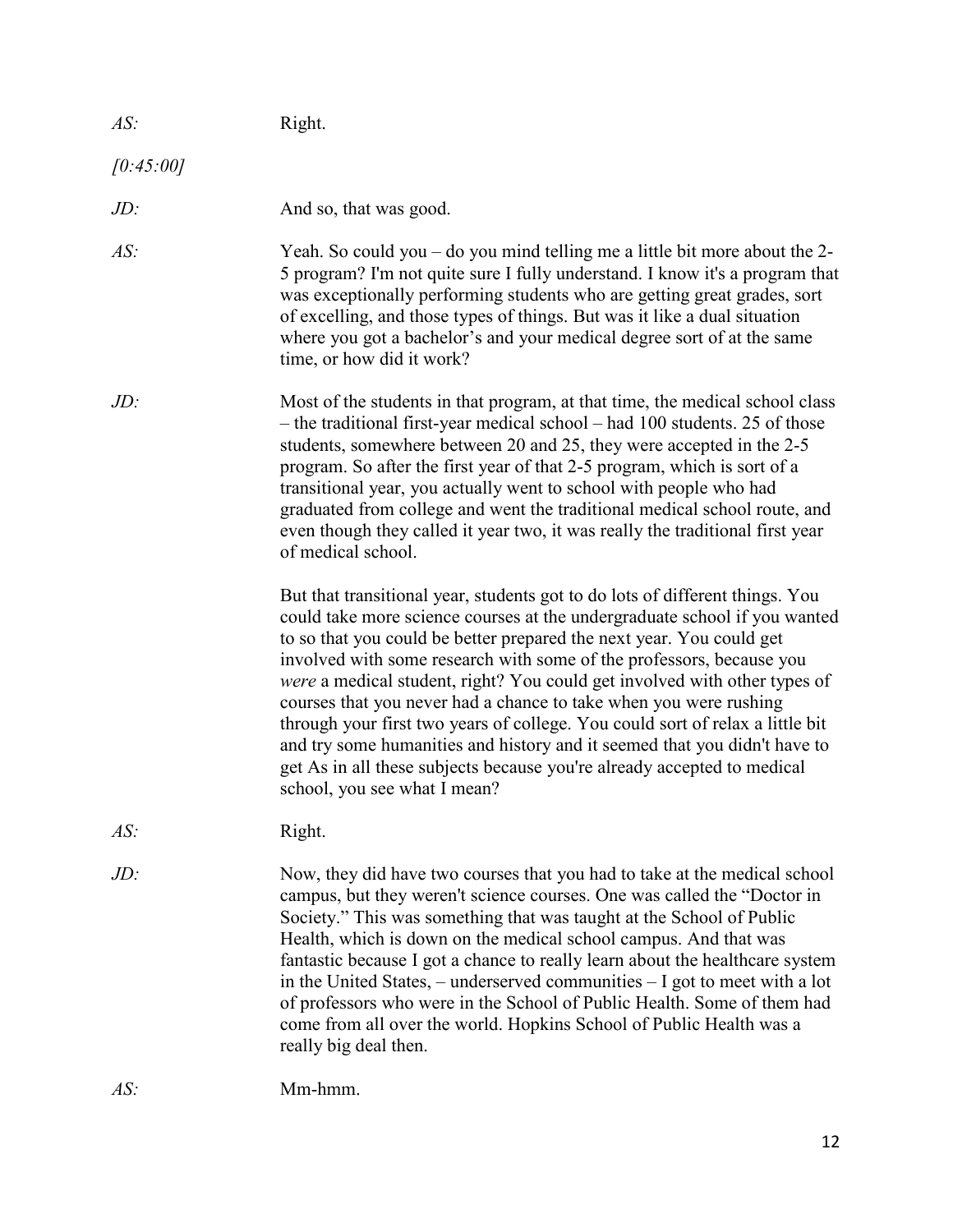*AS:* Right.

*[0:45:00]*

*JD:* And so, that was good.

*AS:* Yeah. So could you – do you mind telling me a little bit more about the 2-5 program? I'm not quite sure I fully understand. I know it's a program that was exceptionally performing students who are getting great grades, sort of excelling, and those types of things. But was it like a dual situation where you got a bachelor's and your medical degree sort of at the same time, or how did it work?

*JD:* Most of the students in that program, at that time, the medical school class – the traditional first-year medical school – had 100 students. 25 of those students, somewhere between 20 and 25, they were accepted in the 2-5 program. So after the first year of that 2-5 program, which is sort of a transitional year, you actually went to school with people who had graduated from college and went the traditional medical school route, and even though they called it year two, it was really the traditional first year of medical school.

But that transitional year, students got to do lots of different things. You could take more science courses at the undergraduate school if you wanted to so that you could be better prepared the next year. You could get involved with some research with some of the professors, because you *were* a medical student, right? You could get involved with other types of courses that you never had a chance to take when you were rushing through your first two years of college. You could sort of relax a little bit and try some humanities and history and it seemed that you didn't have to get As in all these subjects because you're already accepted to medical school, you see what I mean?

*AS:* Right.

*JD:* Now, they did have two courses that you had to take at the medical school campus, but they weren't science courses. One was called the "Doctor in Society." This was something that was taught at the School of Public Health, which is down on the medical school campus. And that was fantastic because I got a chance to really learn about the healthcare system in the United States, – underserved communities – I got to meet with a lot of professors who were in the School of Public Health. Some of them had come from all over the world. Hopkins School of Public Health was a really big deal then.

*AS:* Mm-hmm.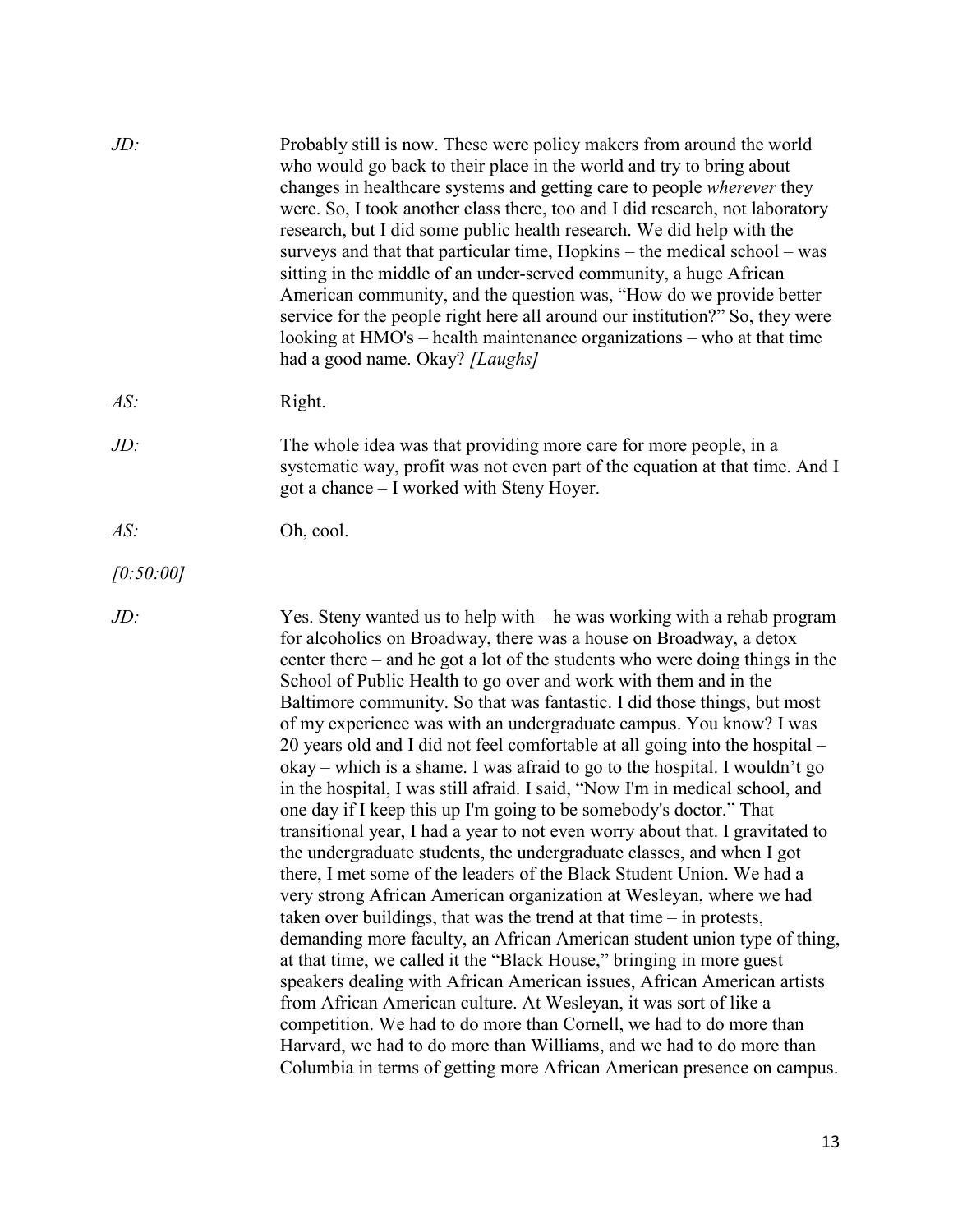*JD:* Probably still is now. These were policy makers from around the world who would go back to their place in the world and try to bring about changes in healthcare systems and getting care to people *wherever* they were. So, I took another class there, too and I did research, not laboratory research, but I did some public health research. We did help with the surveys and that that particular time, Hopkins – the medical school – was sitting in the middle of an under-served community, a huge African American community, and the question was, "How do we provide better service for the people right here all around our institution?" So, they were looking at HMO's – health maintenance organizations – who at that time had a good name. Okay? *[Laughs]*

*AS:* Right.

*JD:* The whole idea was that providing more care for more people, in a systematic way, profit was not even part of the equation at that time. And I got a chance – I worked with Steny Hoyer.

*AS:* Oh, cool.

*[0:50:00]*

*JD:* Yes. Steny wanted us to help with – he was working with a rehab program for alcoholics on Broadway, there was a house on Broadway, a detox center there – and he got a lot of the students who were doing things in the School of Public Health to go over and work with them and in the Baltimore community. So that was fantastic. I did those things, but most of my experience was with an undergraduate campus. You know? I was 20 years old and I did not feel comfortable at all going into the hospital – okay – which is a shame. I was afraid to go to the hospital. I wouldn't go in the hospital, I was still afraid. I said, "Now I'm in medical school, and one day if I keep this up I'm going to be somebody's doctor." That transitional year, I had a year to not even worry about that. I gravitated to the undergraduate students, the undergraduate classes, and when I got there, I met some of the leaders of the Black Student Union. We had a very strong African American organization at Wesleyan, where we had taken over buildings, that was the trend at that time – in protests, demanding more faculty, an African American student union type of thing, at that time, we called it the "Black House," bringing in more guest speakers dealing with African American issues, African American artists from African American culture. At Wesleyan, it was sort of like a competition. We had to do more than Cornell, we had to do more than Harvard, we had to do more than Williams, and we had to do more than Columbia in terms of getting more African American presence on campus.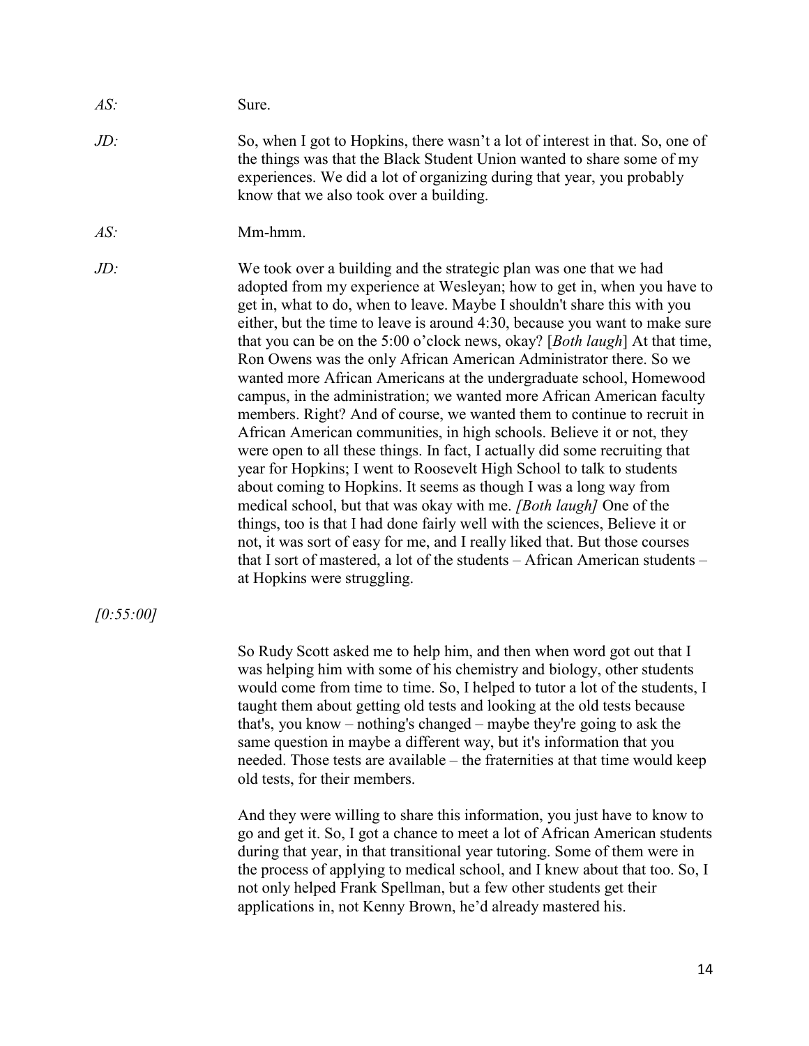*AS:* Sure.

*JD:* So, when I got to Hopkins, there wasn't a lot of interest in that. So, one of the things that the Black Student Union wanted to share some of my experiences. We did a lot of organizing during that year, you probably know that we also took over a building.

*AS:* Mm-hmm.

*JD:* We took over a building and the strategic plan was one that we had adopted from my experience at Wesleyan; how to get in, when you have to get in, what to do, when to leave. Maybe I shouldn't share this with you either, but the time to leave is around 4:30, because you want to make sure that you can be on the 5:00 o'clock news, okay? [*Both laugh*] At that time, Ron Owens was the only African American Administrator there. So we wanted more African Americans at the undergraduate school, Homewood campus, in the administration; we wanted more African American faculty members. Right? And of course, we wanted them to continue to recruit in African American communities, in high schools. Believe it or not, they were open to all these things. In fact, I actually did some recruiting that year for Hopkins; I went to Roosevelt High School to talk to students about coming to Hopkins. It seems as though I was a long way from medical school, but that was okay with me. *[Both laugh]* One of the things, too is that I had done fairly well with the sciences, Believe it or not, it was sort of easy for me, and I really liked that. But those courses that I sort of mastered, a lot of the students – African American students – at Hopkins were struggling.

*[0:55:00]*

So Rudy Scott asked me to help him, and then when word got out that I was helping him with some of his chemistry and biology, other students would come from time to time. So, I helped to tutor a lot of the students, I taught them about getting old tests and looking at the old tests because that's, you know – nothing's changed – maybe they're going to ask the same question in maybe a different way, but it's information that you needed. Those tests are available – the fraternities at that time would keep old tests, for their members.

And they were willing to share this information, you just have to know to go and get it. So, I got a chance to meet a lot of African American students during that year, in that transitional year tutoring. Some of them were in the process of applying to medical school, and I knew about that too. So, I not only helped Frank Spellman, but a few other students get their applications in, not Kenny Brown, he'd already mastered his.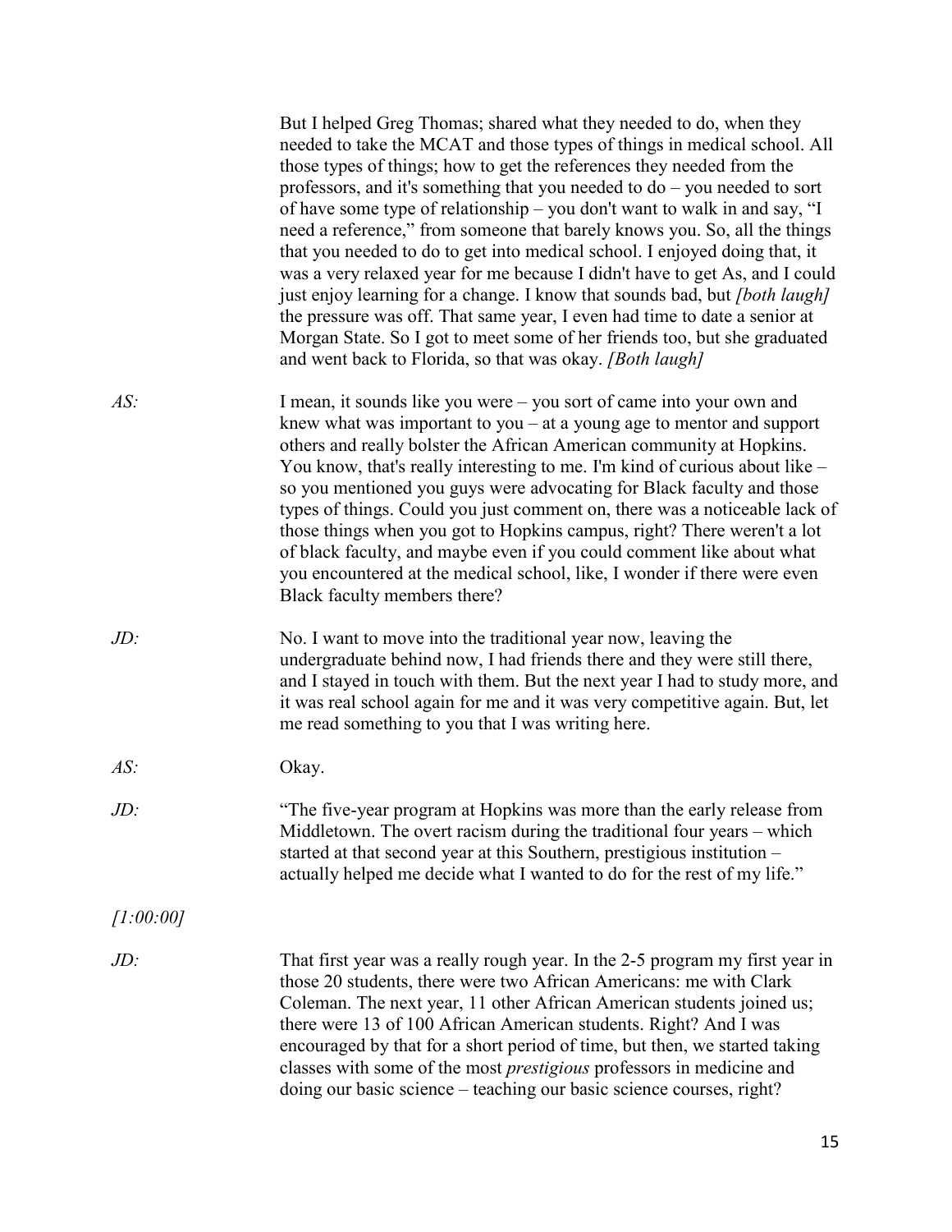But I helped Greg Thomas; shared what they needed to do, when they needed to take the MCAT and those types of things in medical school. All those types of things; how to get the references they needed from the professors, and it's something that you needed to do – you needed to sort of have some type of relationship – you don't want to walk in and say, "I need a reference," from someone that barely knows you. So, all the things that you needed to do to get into medical school. I enjoyed doing that, it was a very relaxed year for me because I didn't have to get As, and I could just enjoy learning for a change. I know that sounds bad, but *[both laugh]* the pressure was off. That same year, I even had time to date a senior at Morgan State. So I got to meet some of her friends too, but she graduated and went back to Florida, so that was okay. *[Both laugh]*

*AS:* I mean, it sounds like you were – you sort of came into your own and knew what was important to you – at a young age to mentor and support others and really bolster the African American community at Hopkins. You know, that's really interesting to me. I'm kind of curious about like – so you mentioned you guys were advocating for Black faculty and those types of things. Could you just comment on, there was a noticeable lack of those things when you got to Hopkins campus, right? There weren't a lot of black faculty, and maybe even if you could comment like about what you encountered at the medical school, like, I wonder if there were even Black faculty members there?

*JD:* No. I want to move into the traditional year now, leaving the undergraduate behind now, I had friends there and they were still there, and I stayed in touch with them. But the next year I had to study more, and it was real school again for me and it was very competitive again. But, let me read something to you that I was writing here.

*AS:* Okay.

*JD:* "The five-year program at Hopkins was more than the early release from Middletown. The overt racism during the traditional four years – which started at that second year at this Southern, prestigious institution – actually helped me decide what I wanted to do for the rest of my life."

*[1:00:00]*

*JD:* That first year was a really rough year. In the 2-5 program my first year in those 20 students, there were two African Americans: me with Clark Coleman. The next year, 11 other African American students joined us; there were 13 of 100 African American students. Right? And I was encouraged by that for a short period of time, but then, we started taking classes with some of the most *prestigious* professors in medicine and doing our basic science – teaching our basic science courses, right?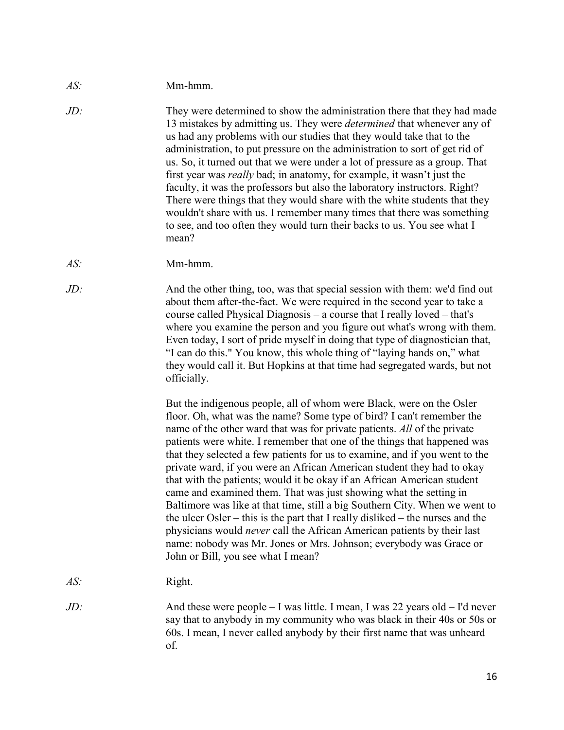*AS:* Mm-hmm.

*JD:* They were determined to show the administration there that they had made 13 mistakes by admitting us. They were *determined* that whenever any of us had any problems with our studies that they would take that to the administration, to put pressure on the administration to sort of get rid of us. So, it turned out that we were under a lot of pressure as a group. That first year was *really* bad; in anatomy, for example, it wasn't just the faculty, it was the professors but also the laboratory instructors. Right? There were things that they would share with the white students that they wouldn't share with us. I remember many times that there was something to see, and too often they would turn their backs to us. You see what I mean?

*AS:* Mm-hmm.

*JD:* And the other thing, too, was that special session with them: we'd find out about them after-the-fact. We were required in the second year to take a course called Physical Diagnosis – a course that I really loved – that's where you examine the person and you figure out what's wrong with them. Even today, I sort of pride myself in doing that type of diagnostician that, "I can do this." You know, this whole thing of "laying hands on," what they would call it. But Hopkins at that time had segregated wards, but not officially.

But the indigenous people, all of whom were Black, were on the Osler floor. Oh, what was the name? Some type of bird? I can't remember the name of the other ward that was for private patients. *All* of the private patients were white. I remember that one of the things that happened was that they selected a few patients for us to examine, and if you went to the private ward, if you were an African American student they had to okay that with the patients; would it be okay if an African American student came and examined them. That was just showing what the setting in Baltimore was like at that time, still a big Southern City. When we went to the ulcer Osler – this is the part that I really disliked – the nurses and the physicians would *never* call the African American patients by their last name: nobody was Mr. Jones or Mrs. Johnson; everybody was Grace or John or Bill, you see what I mean?

*AS:* Right.

*JD:* And these were people – I was little. I mean, I was 22 years old – I'd never say that to anybody in my community who was black in their 40s or 50s or 60s. I mean, I never called anybody by their first name that was unheard of.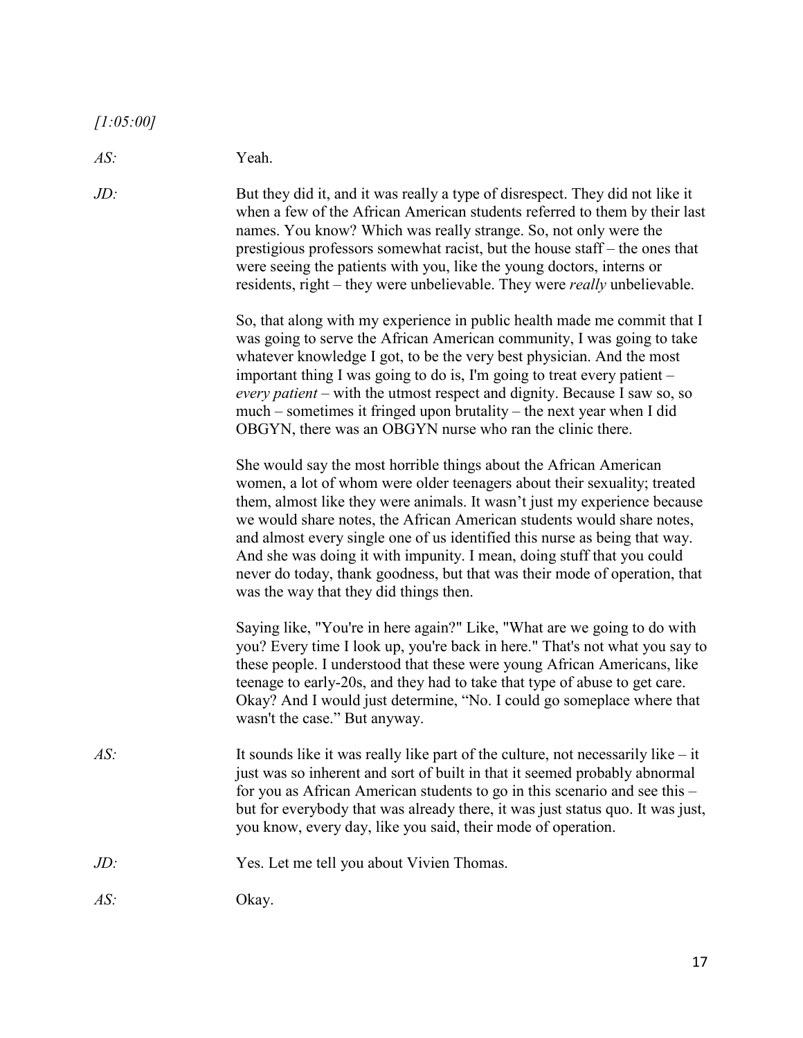*[1:05:00]*

*AS:* Yeah.

*JD:* But they did it, and it was really a type of disrespect. They did not like it when a few of the African American students referred to them by their last names. You know? Which was really strange. So, not only were the prestigious professors somewhat racist, but the house staff – the ones that were seeing the patients with you, like the young doctors, interns or residents, right – they were unbelievable. They were *really* unbelievable.

So, that along with my experience in public health made me commit that I was going to serve the African American community, I was going to take whatever knowledge I got, to be the very best physician. And the most important thing I was going to do is, I'm going to treat every patient – *every patient* – with the utmost respect and dignity. Because I saw so, so much – sometimes it fringed upon brutality – the next year when I did OBGYN, there was an OBGYN nurse who ran the clinic there.

She would say the most horrible things about the African American women, a lot of whom were older teenagers about their sexuality; treated them, almost like they were animals. It wasn't just my experience because we would share notes, the African American students would share notes, and almost every single one of us identified this nurse as being that way. And she was doing it with impunity. I mean, doing stuff that you could never do today, thank goodness, but that was their mode of operation, that was the way that they did things then.

Saying like, "You're in here again?" Like, "What are we going to do with you? Every time I look up, you're back in here." That's not what you say to these people. I understood that these were young African Americans, like teenage to early-20s, and they had to take that type of abuse to get care. Okay? And I would just determine, "No. I could go someplace where that wasn't the case." But anyway.

*AS:* It sounds like it was really like part of the culture, not necessarily like – it just was so inherent and sort of built in that it seemed probably abnormal for you as African American students to go in this scenario and see this – but for everybody that was already there, it was just status quo. It was just, you know, every day, like you said, their mode of operation.

*JD:* Yes. Let me tell you about Vivien Thomas.

*AS:* Okay.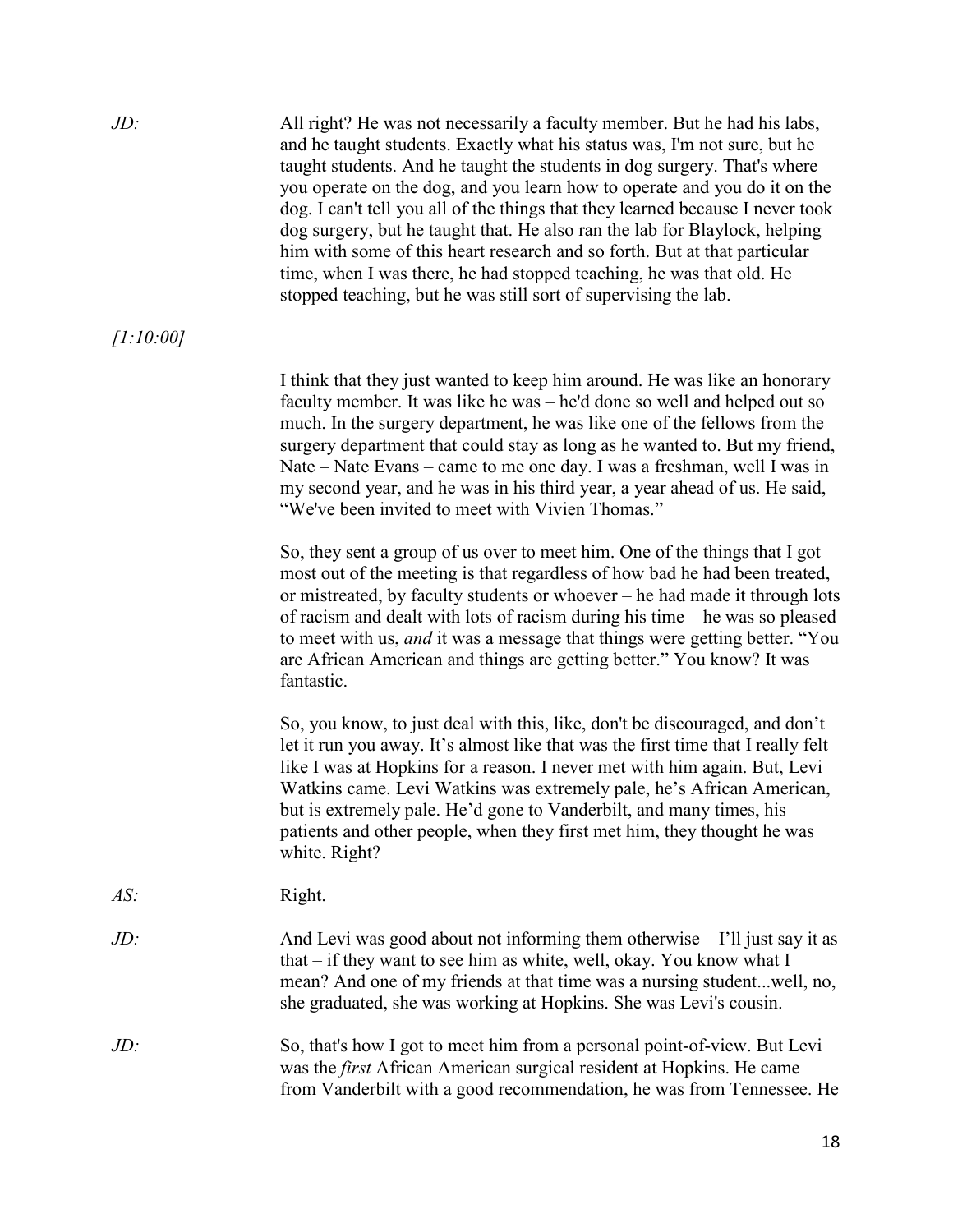*JD:* All right? He was not necessarily a faculty member. But he had his labs, and he taught students. Exactly what his status was, I'm not sure, but he taught students. And he taught the students in dog surgery. That's where you operate on the dog, and you learn how to operate and you do it on the dog. I can't tell you all of the things that they learned because I never took dog surgery, but he taught that. He also ran the lab for Blaylock, helping him with some of this heart research and so forth. But at that particular time, when I was there, he had stopped teaching, he was that old. He stopped teaching, but he was still sort of supervising the lab.

*[1:10:00]*

I think that they just wanted to keep him around. He was like an honorary faculty member. It was like he was – he'd done so well and helped out so much. In the surgery department, he was like one of the fellows from the surgery department that could stay as long as he wanted to. But my friend, Nate – Nate Evans – came to me one day. I was a freshman, well I was in my second year, and he was in his third year, a year ahead of us. He said, "We've been invited to meet with Vivien Thomas."

So, they sent a group of us over to meet him. One of the things that I got most out of the meeting is that regardless of how bad he had been treated, or mistreated, by faculty students or whoever – he had made it through lots of racism and dealt with lots of racism during his time – he was so pleased to meet with us, *and* it was a message that things were getting better. "You are African American and things are getting better." You know? It was fantastic.

So, you know, to just deal with this, like, don't be discouraged, and don't let it run you away. It's almost like that was the first time that I really felt like I was at Hopkins for a reason. I never met with him again. But, Levi Watkins came. Levi Watkins was extremely pale, he's African American, but is extremely pale. He'd gone to Vanderbilt, and many times, his patients and other people, when they first met him, they thought he was white. Right?

*AS:* Right.

*JD:* And Levi was good about not informing them otherwise – I'll just say it as that – if they want to see him as white, well, okay. You know what I mean? And one of my friends at that time was a nursing student...well, no, she graduated, she was working at Hopkins. She was Levi's cousin.

*JD:* So, that's how I got to meet him from a personal point-of-view. But Levi was the *first* African American surgical resident at Hopkins. He came from Vanderbilt with a good recommendation, he was from Tennessee. He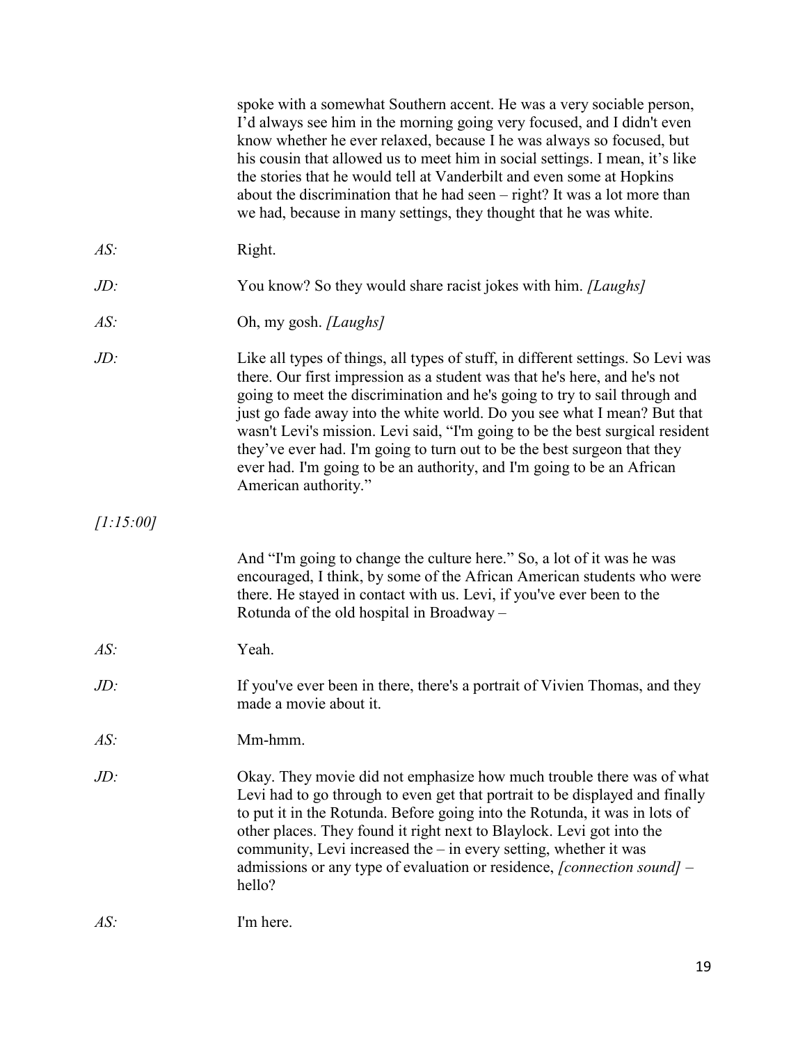spoke with a somewhat Southern accent. He was a very sociable person, I'd always see him in the morning going very focused, and I didn't even know whether he ever relaxed, because I he was always so focused, but his cousin that allowed us to meet him in social settings. I mean, it's like the stories that he would tell at Vanderbilt and even some at Hopkins about the discrimination that he had seen – right? It was a lot more than we had, because in many settings, they thought that he was white.

*AS:* Right.

*JD:* You know? So they would share racist jokes with him. *[Laughs]*

*AS:* Oh, my gosh. *[Laughs]*

*JD:* Like all types of things, all types of stuff, in different settings. So Levi was there. Our first impression as a student was that he's here, and he's not going to meet the discrimination and he's going to try to sail through and just go fade away into the white world. Do you see what I mean? But that wasn't Levi's mission. Levi said, "I'm going to be the best surgical resident they've ever had. I'm going to turn out to be the best surgeon that they ever had. I'm going to be an authority, and I'm going to be an African American authority."

*[1:15:00]*

And "I'm going to change the culture here." So, a lot of it was he was encouraged, I think, by some of the African American students who were there. He stayed in contact with us. Levi, if you've ever been to the Rotunda of the old hospital in Broadway –

*AS:* Yeah.

*JD:* If you've ever been in there, there's a portrait of Vivien Thomas, and they made a movie about it.

*AS:* Mm-hmm.

*JD:* Okay. They movie did not emphasize how much trouble there was of what Levi had to go through to even get that portrait to be displayed and finally to put it in the Rotunda. Before going into the Rotunda, it was in lots of other places. They found it right next to Blaylock. Levi got into the community, Levi increased the – in every setting, whether it was admissions or any type of evaluation or residence, *[connection sound]* – hello?

*AS:* I'm here.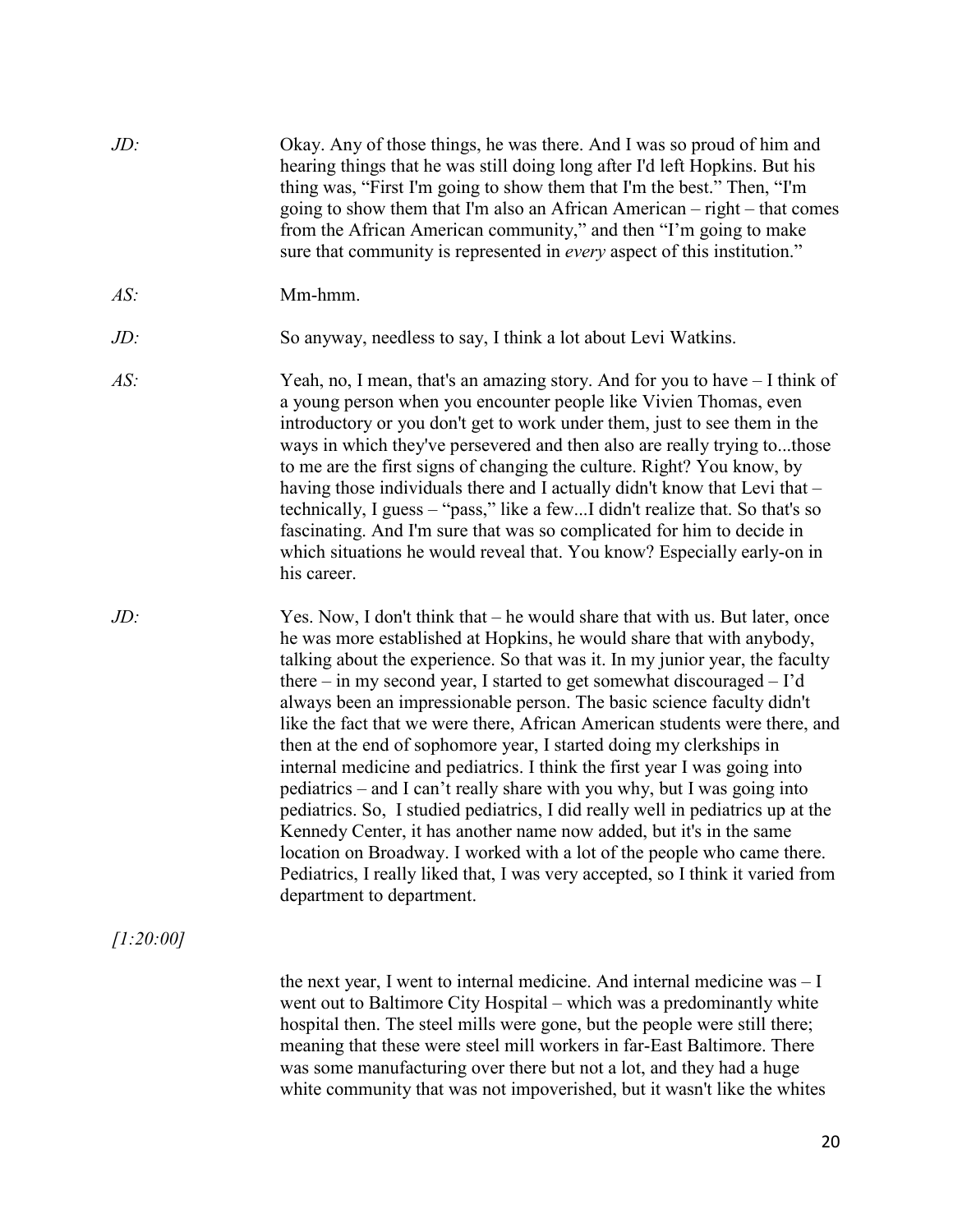*JD:* Okay. Any of those things, he was there. And I was so proud of him and hearing things that he was still doing long after I'd left Hopkins. But his thing was, "First I'm going to show them that I'm the best." Then, "I'm going to show them that I'm also an African American – right – that comes from the African American community," and then "I'm going to make sure that community is represented in *every* aspect of this institution."

*AS:* Mm-hmm.

*JD:* So anyway, needless to say, I think a lot about Levi Watkins.

*AS:* Yeah, no, I mean, that's an amazing story. And for you to have – I think of a young person when you encounter people like Vivien Thomas, even introductory or you don't get to work under them, just to see them in the ways in which they've persevered and then also are really trying to...those to me are the first signs of changing the culture. Right? You know, by having those individuals there and I actually didn't know that Levi that – technically, I guess – "pass," like a few...I didn't realize that. So that's so fascinating. And I'm sure that was so complicated for him to decide in which situations he would reveal that. You know? Especially early-on in his career.

*JD:* Yes. Now, I don't think that – he would share that with us. But later, once he was more established at Hopkins, he would share that with anybody, talking about the experience. So that was it. In my junior year, the faculty there – in my second year, I started to get somewhat discouraged – I'd always been an impressionable person. The basic science faculty didn't like the fact that we were there, African American students were there, and then at the end of sophomore year, I started doing my clerkships in internal medicine and pediatrics. I think the first year I was going into pediatrics – and I can't really share with you why, but I was going into pediatrics. So, I studied pediatrics, I did really well in pediatrics up at the Kennedy Center, it has another name now added, but it's in the same location on Broadway. I worked with a lot of the people who came there. Pediatrics, I really liked that, I was very accepted, so I think it varied from department to department.

*[1:20:00]*

the next year, I went to internal medicine. And internal medicine was – I went out to Baltimore City Hospital – which was a predominantly white hospital then. The steel mills were gone, but the people were still there; meaning that these were steel mill workers in far-East Baltimore. There was some manufacturing over there but not a lot, and they had a huge white community that was not impoverished, but it wasn't like the whites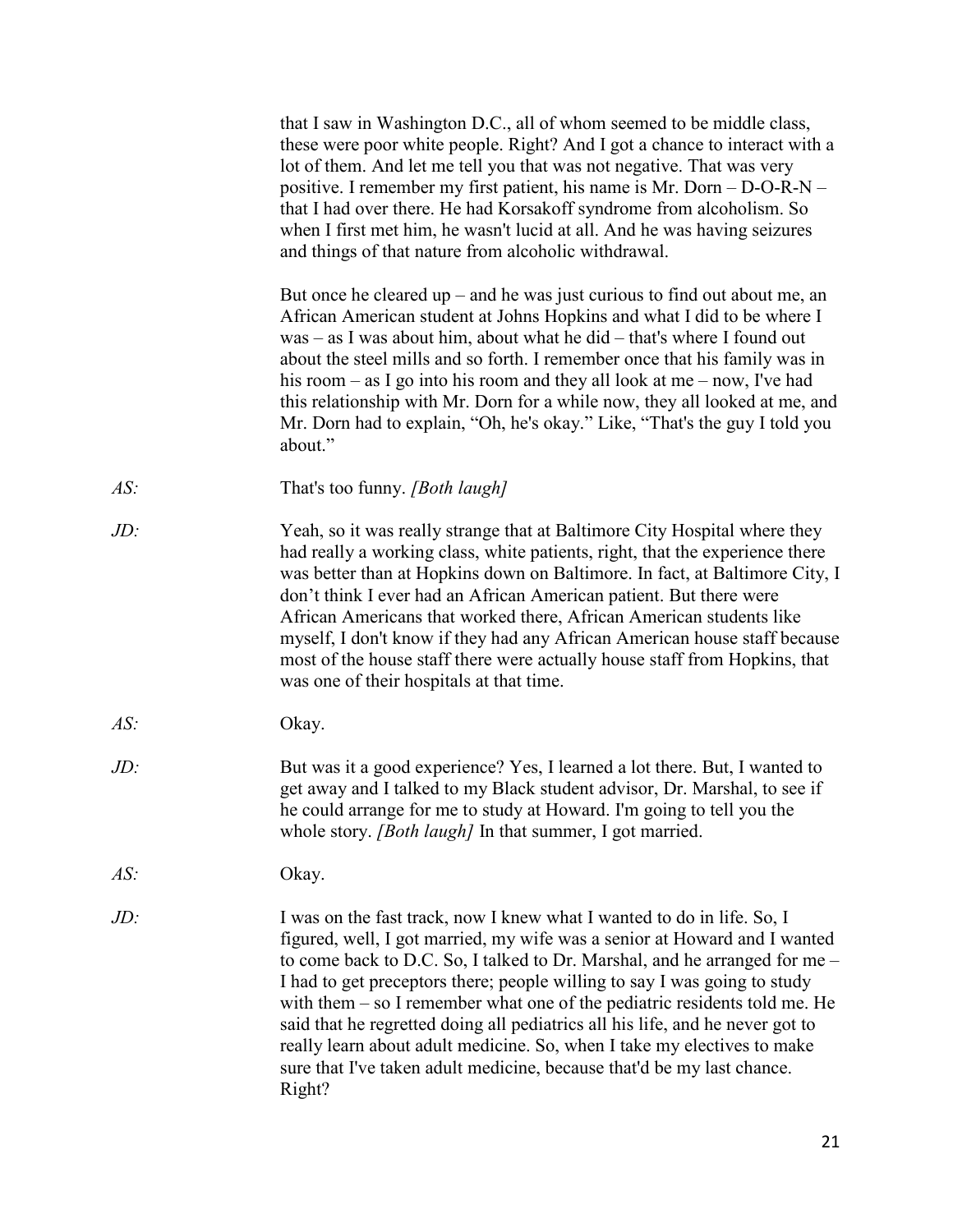that I saw in Washington D.C., all of whom seemed to be middle class, these were poor white people. Right? And I got a chance to interact with a lot of them. And let me tell you that was not negative. That was very positive. I remember my first patient, his name is Mr. Dorn – D-O-R-N – that I had over there. He had Korsakoff syndrome from alcoholism. So when I first met him, he wasn't lucid at all. And he was having seizures and things of that nature from alcoholic withdrawal.

But once he cleared up – and he was just curious to find out about me, an African American student at Johns Hopkins and what I did to be where I was – as I was about him, about what he did – that's where I found out about the steel mills and so forth. I remember once that his family was in his room – as I go into his room and they all look at me – now, I've had this relationship with Mr. Dorn for a while now, they all looked at me, and Mr. Dorn had to explain, "Oh, he's okay." Like, "That's the guy I told you about."

*AS:* That's too funny. *[Both laugh]*

*JD:* Yeah, so it was really strange that at Baltimore City Hospital where they had really a working class, white patients, right, that the experience there was better than at Hopkins down on Baltimore. In fact, at Baltimore City, I don't think I ever had an African American patient. But there were African Americans that worked there, African American students like myself, I don't know if they had any African American house staff because most of the house staff there were actually house staff from Hopkins, that was one of their hospitals at that time.

*AS:* Okay.

*JD:* But was it a good experience? Yes, I learned a lot there. But, I wanted to get away and I talked to my Black student advisor, Dr. Marshal, to see if he could arrange for me to study at Howard. I'm going to tell you the whole story. *[Both laugh]* In that summer, I got married.

*AS:* Okay.

*JD:* I was on the fast track, now I knew what I wanted to do in life. So, I figured, well, I got married, my wife was a senior at Howard and I wanted to come back to D.C. So, I talked to Dr. Marshal, and he arranged for me – I had to get preceptors there; people willing to say I was going to study with them – so I remember what one of the pediatric residents told me. He said that he regretted doing all pediatrics all his life, and he never got to really learn about adult medicine. So, when I take my electives to make sure that I've taken adult medicine, because that'd be my last chance. Right?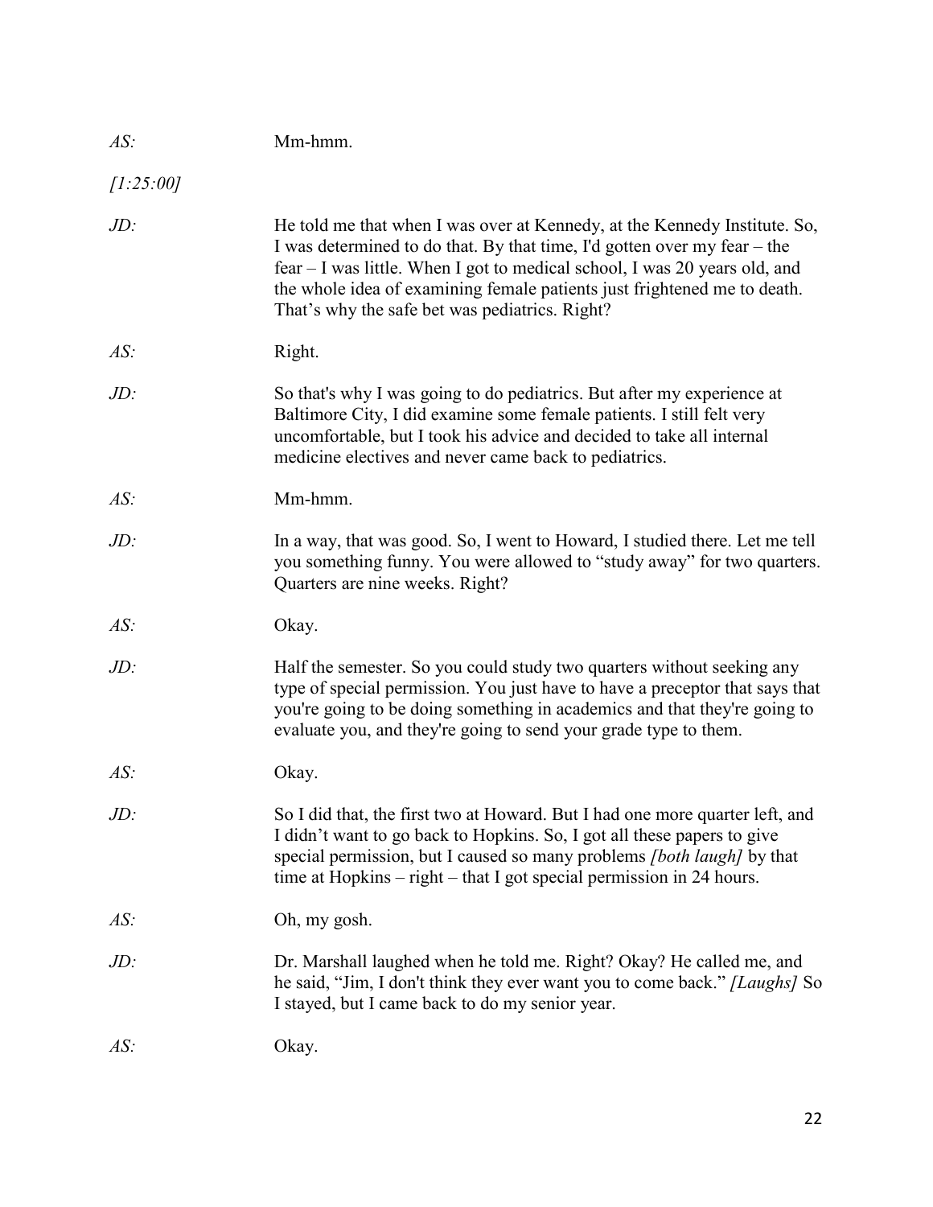*AS:* Mm-hmm.

*[1:25:00]*

*JD:* He told me that when I was over at Kennedy, at the Kennedy Institute. So, I was determined to do that. By that time, I'd gotten over my fear – the fear – I was little. When I got to medical school, I was 20 years old, and the whole idea of examining female patients just frightened me to death. That's why the safe bet was pediatrics. Right?

*AS:* Right.

*JD:* So that's why I was going to do pediatrics. But after my experience at Baltimore City, I did examine some female patients. I still felt very uncomfortable, but I took his advice and decided to take all internal medicine electives and never came back to pediatrics.

*AS:* Mm-hmm.

*JD:* In a way, that was good. So, I went to Howard, I studied there. Let me tell you something funny. You were allowed to "study away" for two quarters. Quarters are nine weeks. Right?

*AS:* Okay.

*JD:* Half the semester. So you could study two quarters without seeking any type of special permission. You just have to have a preceptor that says that you're going to be doing something in academics and that they're going to evaluate you, and they're going to send your grade type to them.

*AS:* Okay.

*JD:* So I did that, the first two at Howard. But I had one more quarter left, and I didn't want to go back to Hopkins. So, I got all these papers to give special permission, but I caused so many problems *[both laugh]* by that time at Hopkins – right – that I got special permission in 24 hours.

*AS:* Oh, my gosh.

*JD:* Dr. Marshall laughed when he told me. Right? Okay? He called me, and he said, "Jim, I don't think they ever want you to come back." *[Laughs]* So I stayed, but I came back to do my senior year.

*AS:* Okay.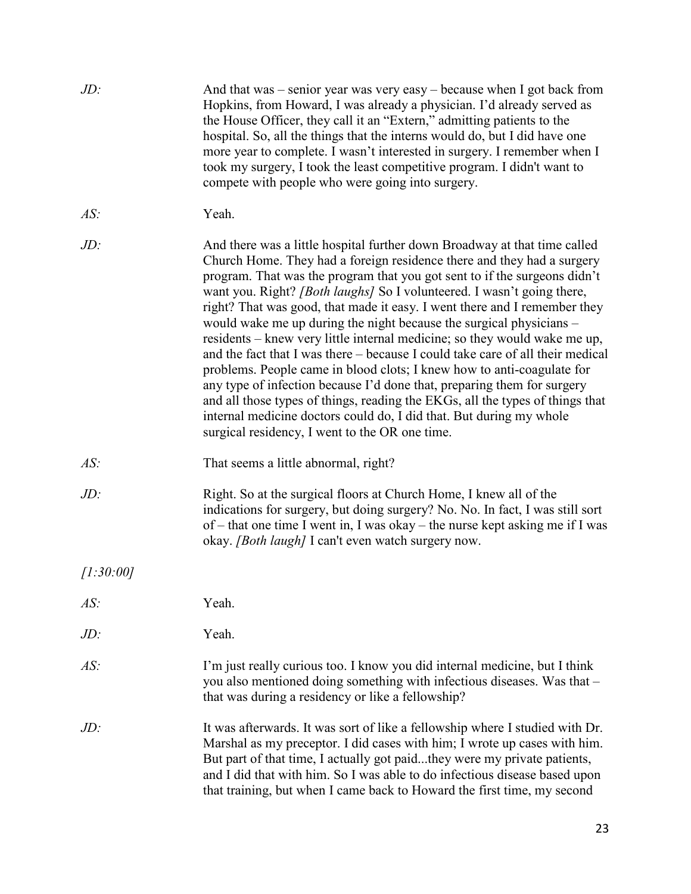*JD:* And that was – senior year was very easy – because when I got back from Hopkins, from Howard, I was already a physician. I'd already served as the House Officer, they call it an "Extern," admitting patients to the hospital. So, all the things that the interns would do, but I did have one more year to complete. I wasn't interested in surgery. I remember when I took my surgery, I took the least competitive program. I didn't want to compete with people who were going into surgery.

*AS:* Yeah.

*JD:* And there was a little hospital further down Broadway at that time called Church Home. They had a foreign residence there and they had a surgery program. That was the program that you got sent to if the surgeons didn't want you. Right? *[Both laughs]* So I volunteered. I wasn't going there, right? That was good, that made it easy. I went there and I remember they would wake me up during the night because the surgical physicians – residents – knew very little internal medicine; so they would wake me up, and the fact that I was there – because I could take care of all their medical problems. People came in blood clots; I knew how to anti-coagulate for any type of infection because I'd done that, preparing them for surgery and all those types of things, reading the EKGs, all the types of things that internal medicine doctors could do, I did that. But during my whole surgical residency, I went to the OR one time.

*AS:* That seems a little abnormal, right?

*JD:* Right. So at the surgical floors at Church Home, I knew all of the indications for surgery, but doing surgery? No. No. In fact, I was still sort of – that one time I went in, I was okay – the nurse kept asking me if I was okay. *[Both laugh]* I can't even watch surgery now.

*[1:30:00]*

*AS:* Yeah.

*JD:* Yeah.

*AS:* I'm just really curious too. I know you did internal medicine, but I think you also mentioned doing something with infectious diseases. Was that – that was during a residency or like a fellowship?

*JD:* It was afterwards. It was sort of like a fellowship where I studied with Dr. Marshal as my preceptor. I did cases with him; I wrote up cases with him. But part of that time, I actually got paid...they were my private patients, and I did that with him. So I was able to do infectious disease based upon that training, but when I came back to Howard the first time, my second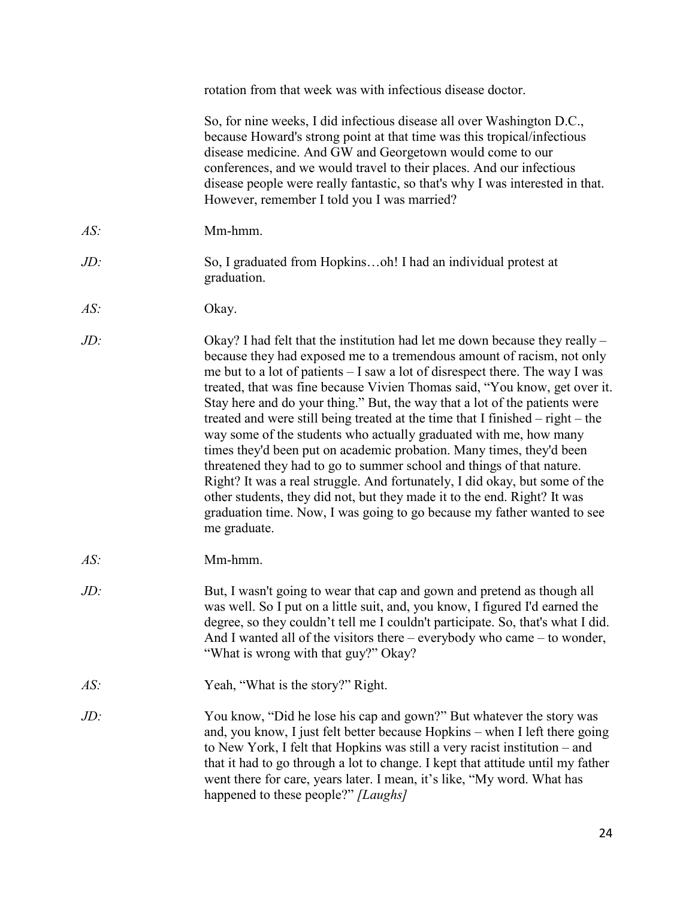rotation from that week was with infectious disease doctor.

So, for nine weeks, I did infectious disease all over Washington D.C., because Howard's strong point at that time was this tropical/infectious disease medicine. And GW and Georgetown would come to our conferences, and we would travel to their places. And our infectious disease people were really fantastic, so that's why I was interested in that. However, remember I told you I was married?

*AS:* Mm-hmm.

*JD:* So, I graduated from Hopkins…oh! I had an individual protest at graduation.

*AS:* Okay.

*JD:* Okay? I had felt that the institution had let me down because they really – because they had exposed me to a tremendous amount of racism, not only me but to a lot of patients – I saw a lot of disrespect there. The way I was treated, that was fine because Vivien Thomas said, "You know, get over it. Stay here and do your thing." But, the way that a lot of the patients were treated and were still being treated at the time that I finished – right – the way some of the students who actually graduated with me, how many times they'd been put on academic probation. Many times, they'd been threatened they had to go to summer school and things of that nature. Right? It was a real struggle. And fortunately, I did okay, but some of the other students, they did not, but they made it to the end. Right? It was graduation time. Now, I was going to go because my father wanted to see me graduate.

*AS:* Mm-hmm.

*JD:* But, I wasn't going to wear that cap and gown and pretend as though all was well. So I put on a little suit, and, you know, I figured I'd earned the degree, so they couldn't tell me I couldn't participate. So, that's what I did. And I wanted all of the visitors there – everybody who came – to wonder, "What is wrong with that guy?" Okay?

*AS:* Yeah, "What is the story?" Right.

*JD:* You know, "Did he lose his cap and gown?" But whatever the story was and, you know, I just felt better because Hopkins – when I left there going to New York, I felt that Hopkins was still a very racist institution – and that it had to go through a lot to change. I kept that attitude until my father went there for care, years later. I mean, it's like, "My word. What has happened to these people?" *[Laughs]*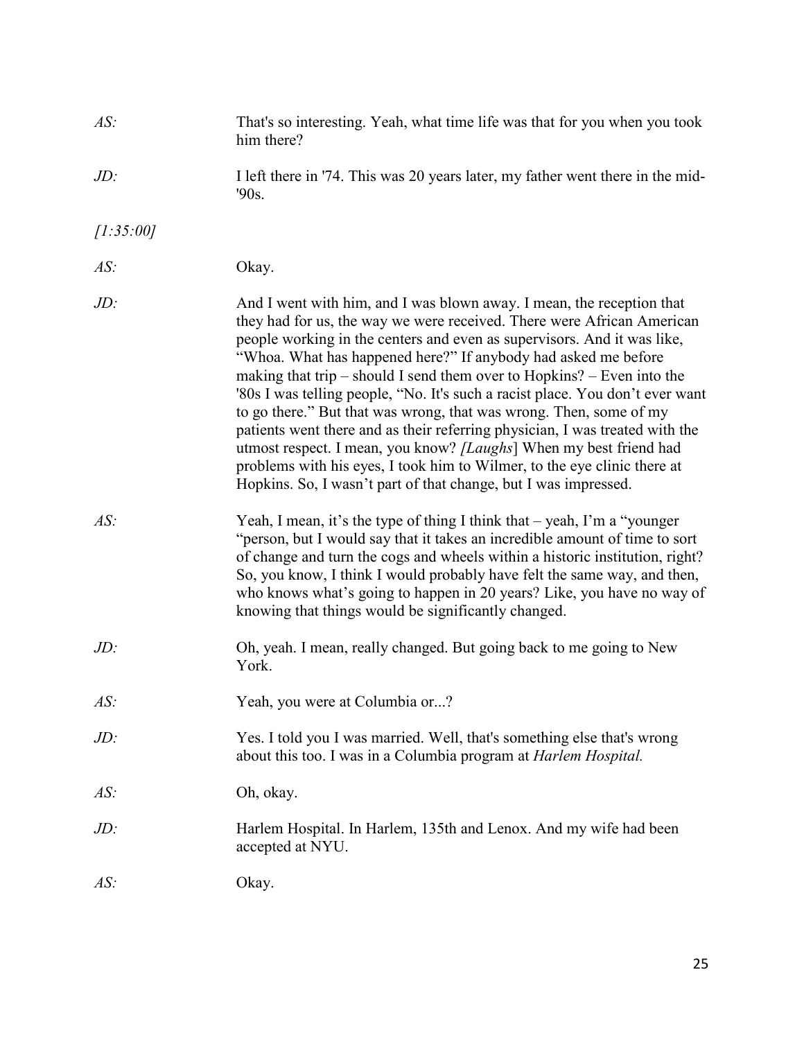*AS:* That's so interesting. Yeah, what time life was that for you when you took him there?

*JD:* I left there in '74. This was 20 years later, my father went there in the mid-'90s.

*[1:35:00]*

*AS:* Okay.

*JD:* And I went with him, and I was blown away. I mean, the reception that they had for us, the way we were received. There were African American people working in the centers and even as supervisors. And it was like, "Whoa. What has happened here?" If anybody had asked me before making that trip – should I send them over to Hopkins? – Even into the '80s I was telling people, "No. It's such a racist place. You don't ever want to go there." But that was wrong, that was wrong. Then, some of my patients went there and as their referring physician, I was treated with the utmost respect. I mean, you know? *[Laughs*] When my best friend had problems with his eyes, I took him to Wilmer, to the eye clinic there at Hopkins. So, I wasn't part of that change, but I was impressed.

*AS:* Yeah, I mean, it's the type of thing I think that – yeah, I'm a "younger "person, but I would say that it takes an incredible amount of time to sort of change and turn the cogs and wheels within a historic institution, right? So, you know, I think I would probably have felt the same way, and then, who knows what's going to happen in 20 years? Like, you have no way of knowing that things would be significantly changed.

*JD:* Oh, yeah. I mean, really changed. But going back to me going to New York.

*AS:* Yeah, you were at Columbia or...?

*JD:* Yes. I told you I was married. Well, that's something else that's wrong about this too. I was in a Columbia program at *Harlem Hospital.*

*AS:* Oh, okay.

*JD:* Harlem Hospital. In Harlem, 135th and Lenox. And my wife had been accepted at NYU.

*AS:* Okay.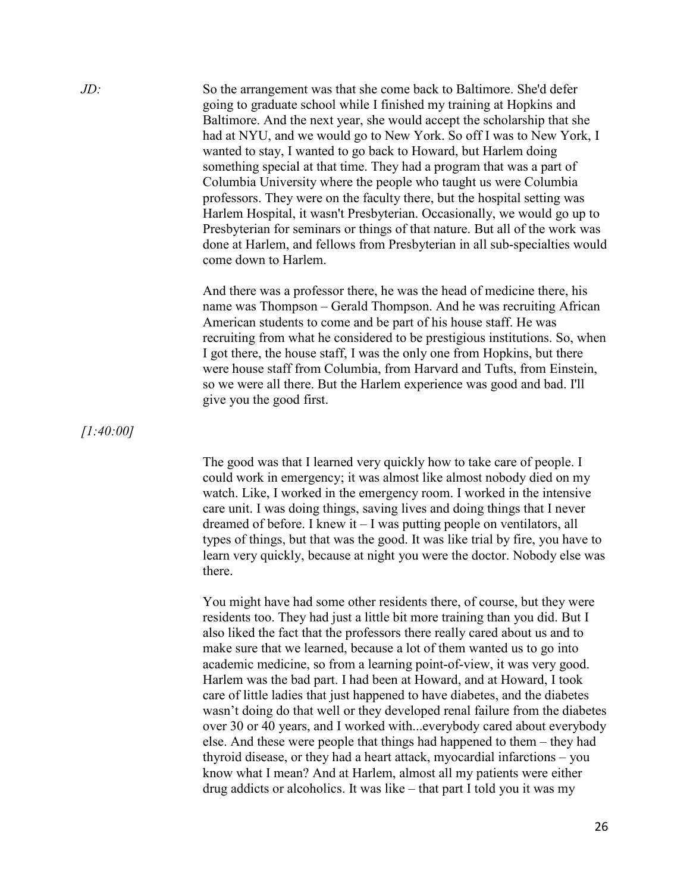*JD:* So the arrangement was that she come back to Baltimore. She'd defer going to graduate school while I finished my training at Hopkins and Baltimore. And the next year, she would accept the scholarship that she had at NYU, and we would go to New York. So off I was to New York, I wanted to stay, I wanted to go back to Howard, but Harlem doing something special at that time. They had a program that was a part of Columbia University where the people who taught us were Columbia professors. They were on the faculty there, but the hospital setting was Harlem Hospital, it wasn't Presbyterian. Occasionally, we would go up to Presbyterian for seminars or things of that nature. But all of the work was done at Harlem, and fellows from Presbyterian in all sub-specialties would come down to Harlem.

And there was a professor there, he was the head of medicine there, his name was Thompson – Gerald Thompson. And he was recruiting African American students to come and be part of his house staff. He was recruiting from what he considered to be prestigious institutions. So, when I got there, the house staff, I was the only one from Hopkins, but there were house staff from Columbia, from Harvard and Tufts, from Einstein, so we were all there. But the Harlem experience was good and bad. I'll give you the good first.

*[1:40:00]*

The good was that I learned very quickly how to take care of people. I could work in emergency; it was almost like almost nobody died on my watch. Like, I worked in the emergency room. I worked in the intensive care unit. I was doing things, saving lives and doing things that I never dreamed of before. I knew it – I was putting people on ventilators, all types of things, but that was the good. It was like trial by fire, you have to learn very quickly, because at night you were the doctor. Nobody else was there.

You might have had some other residents there, of course, but they were residents too. They had just a little bit more training than you did. But I also liked the fact that the professors there really cared about us and to make sure that we learned, because a lot of them wanted us to go into academic medicine, so from a learning point-of-view, it was very good. Harlem was the bad part. I had been at Howard, and at Howard, I took care of little ladies that just happened to have diabetes, and the diabetes wasn't doing do that well or they developed renal failure from the diabetes over 30 or 40 years, and I worked with...everybody cared about everybody else. And these were people that things had happened to them – they had thyroid disease, or they had a heart attack, myocardial infarctions – you know what I mean? And at Harlem, almost all my patients were either drug addicts or alcoholics. It was like – that part I told you it was my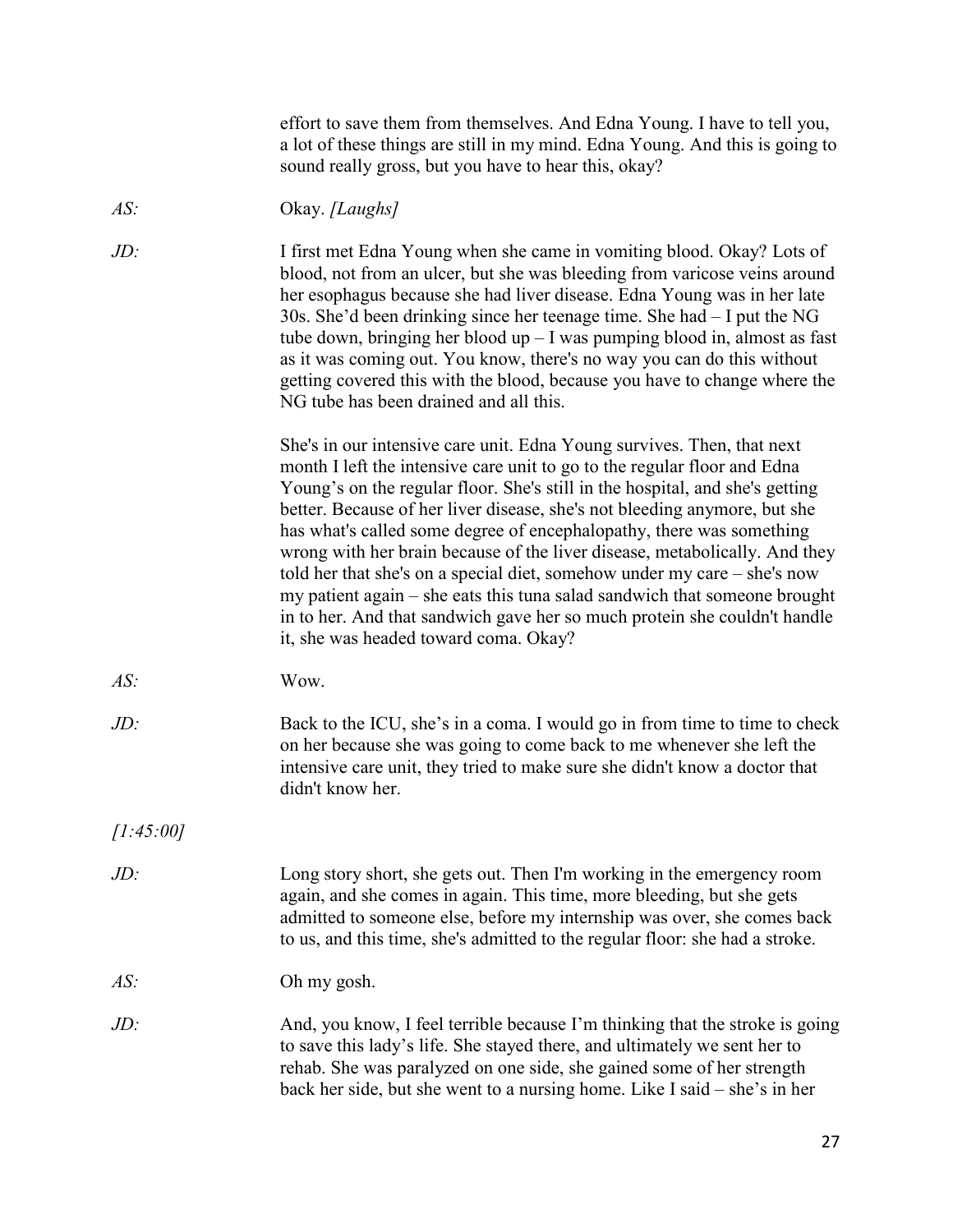effort to save them from themselves. And Edna Young. I have to tell you, a lot of these things are still in my mind. Edna Young. And this is going to sound really gross, but you have to hear this, okay?

*AS:* Okay. *[Laughs]*

*JD:* I first met Edna Young when she came in vomiting blood. Okay? Lots of blood, not from an ulcer, but she was bleeding from varicose veins around her esophagus because she had liver disease. Edna Young was in her late 30s. She'd been drinking since her teenage time. She had – I put the NG tube down, bringing her blood up – I was pumping blood in, almost as fast as it was coming out. You know, there's no way you can do this without getting covered this with the blood, because you have to change where the NG tube has been drained and all this.

She's in our intensive care unit. Edna Young survives. Then, that next month I left the intensive care unit to go to the regular floor and Edna Young's on the regular floor. She's still in the hospital, and she's getting better. Because of her liver disease, she's not bleeding anymore, but she has what's called some degree of encephalopathy, there was something wrong with her brain because of the liver disease, metabolically. And they told her that she's on a special diet, somehow under my care – she's now my patient again – she eats this tuna salad sandwich that someone brought in to her. And that sandwich gave her so much protein she couldn't handle it, she was headed toward coma. Okay?

*AS:* Wow.

*JD:* Back to the ICU, she's in a coma. I would go in from time to time to check on her because she was going to come back to me whenever she left the intensive care unit, they tried to make sure she didn't know a doctor that didn't know her.

*[1:45:00]*

*JD:* Long story short, she gets out. Then I'm working in the emergency room again, and she comes in again. This time, more bleeding, but she gets admitted to someone else, before my internship was over, she comes back to us, and this time, she's admitted to the regular floor: she had a stroke.

*AS:* Oh my gosh.

*JD:* And, you know, I feel terrible because I'm thinking that the stroke is going to save this lady's life. She stayed there, and ultimately we sent her to rehab. She was paralyzed on one side, she gained some of her strength back her side, but she went to a nursing home. Like I said – she's in her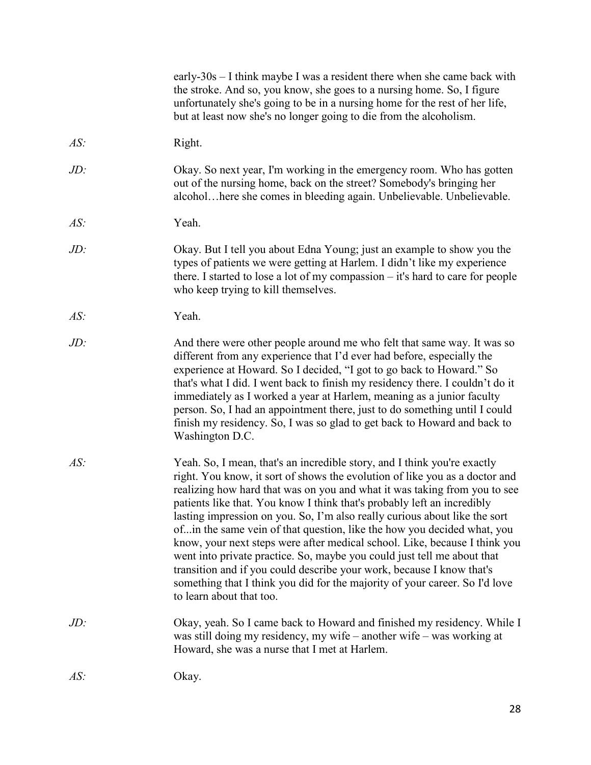early-30s – I think maybe I was a resident there when she came back with the stroke. And so, you know, she goes to a nursing home. So, I figure unfortunately she's going to be in a nursing home for the rest of her life, but at least now she's no longer going to die from the alcoholism.

*AS:* Right.

*JD:* Okay. So next year, I'm working in the emergency room. Who has gotten out of the nursing home, back on the street? Somebody's bringing her alcohol…here she comes in bleeding again. Unbelievable. Unbelievable.

*AS:* Yeah.

*JD:* Okay. But I tell you about Edna Young; just an example to show you the types of patients we were getting at Harlem. I didn't like my experience there. I started to lose a lot of my compassion – it's hard to care for people who keep trying to kill themselves.

*AS:* Yeah.

*JD:* And there were other people around me who felt that same way. It was so different from any experience that I'd ever had before, especially the experience at Howard. So I decided, "I got to go back to Howard." So that's what I did. I went back to finish my residency there. I couldn't do it immediately as I worked a year at Harlem, meaning as a junior faculty person. So, I had an appointment there, just to do something until I could finish my residency. So, I was so glad to get back to Howard and back to Washington D.C.

*AS:* Yeah. So, I mean, that's an incredible story, and I think you're exactly right. You know, it sort of shows the evolution of like you as a doctor and realizing how hard that was on you and what it was taking from you to see patients like that. You know I think that's probably left an incredibly lasting impression on you. So, I'm also really curious about like the sort of...in the same vein of that question, like the how you decided what, you know, your next steps were after medical school. Like, because I think you went into private practice. So, maybe you could just tell me about that transition and if you could describe your work, because I know that's something that I think you did for the majority of your career. So I'd love to learn about that too.

*JD:* Okay, yeah. So I came back to Howard and finished my residency. While I was still doing my residency, my wife – another wife – was working at Howard, she was a nurse that I met at Harlem.

*AS:* Okay.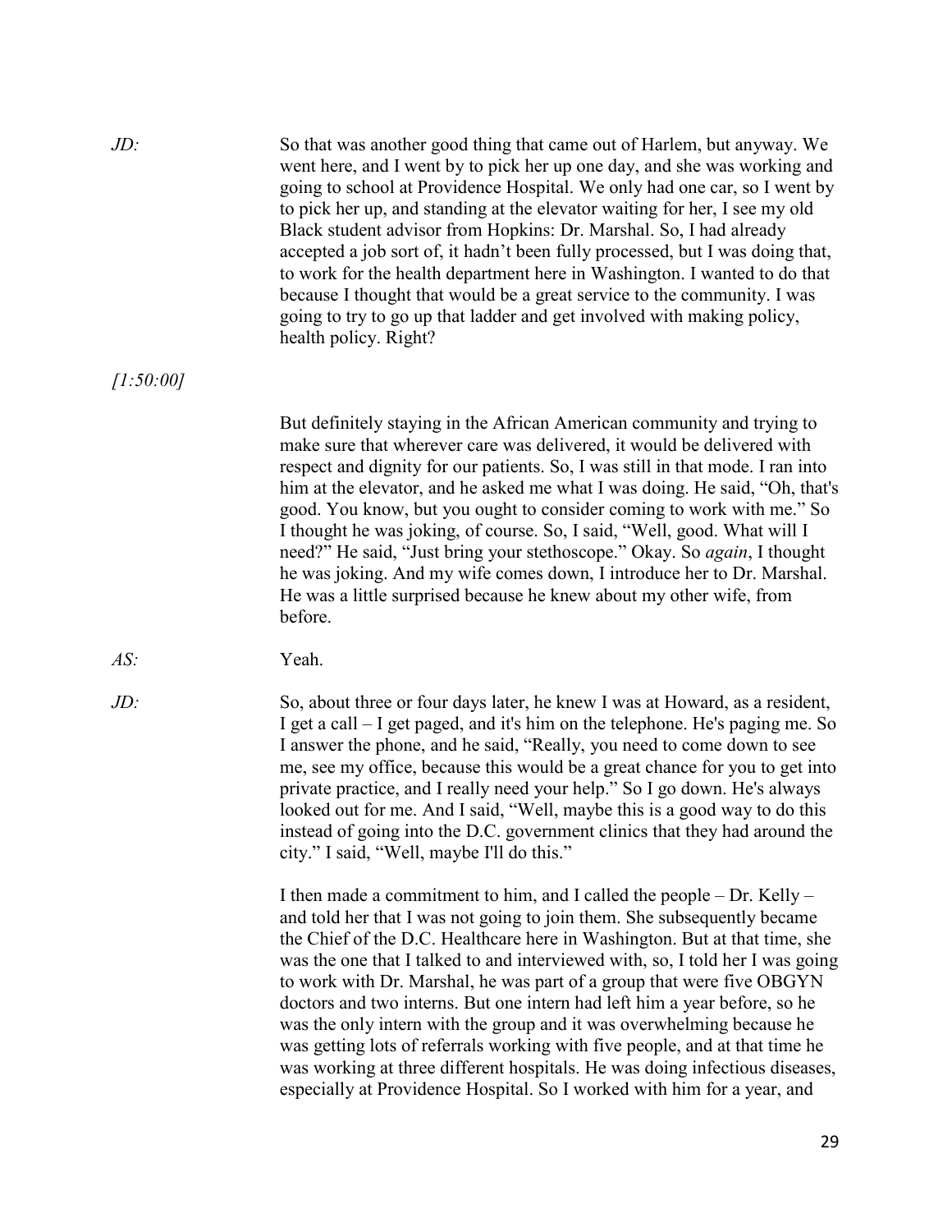*JD:* So that was another good thing that came out of Harlem, but anyway. We went here, and I went by to pick her up one day, and she was working and going to school at Providence Hospital. We only had one car, so I went by to pick her up, and standing at the elevator waiting for her, I see my old Black student advisor from Hopkins: Dr. Marshal. So, I had already accepted a job sort of, it hadn't been fully processed, but I was doing that, to work for the health department here in Washington. I wanted to do that because I thought that would be a great service to the community. I was going to try to go up that ladder and get involved with making policy, health policy. Right?

*[1:50:00]*

But definitely staying in the African American community and trying to make sure that wherever care was delivered, it would be delivered with respect and dignity for our patients. So, I was still in that mode. I ran into him at the elevator, and he asked me what I was doing. He said, "Oh, that's good. You know, but you ought to consider coming to work with me." So I thought he was joking, of course. So, I said, "Well, good. What will I need?" He said, "Just bring your stethoscope." Okay. So *again*, I thought he was joking. And my wife comes down, I introduce her to Dr. Marshal. He was a little surprised because he knew about my other wife, from before.

*AS:* Yeah.

*JD:* So, about three or four days later, he knew I was at Howard, as a resident, I get a call – I get paged, and it's him on the telephone. He's paging me. So I answer the phone, and he said, "Really, you need to come down to see me, see my office, because this would be a great chance for you to get into private practice, and I really need your help." So I go down. He's always looked out for me. And I said, "Well, maybe this is a good way to do this instead of going into the D.C. government clinics that they had around the city." I said, "Well, maybe I'll do this."

I then made a commitment to him, and I called the people – Dr. Kelly – and told her that I was not going to join them. She subsequently became the Chief of the D.C. Healthcare here in Washington. But at that time, she was the one that I talked to and interviewed with, so, I told her I was going to work with Dr. Marshal, he was part of a group that were five OBGYN doctors and two interns. But one intern had left him a year before, so he was the only intern with the group and it was overwhelming because he was getting lots of referrals working with five people, and at that time he was working at three different hospitals. He was doing infectious diseases, especially at Providence Hospital. So I worked with him for a year, and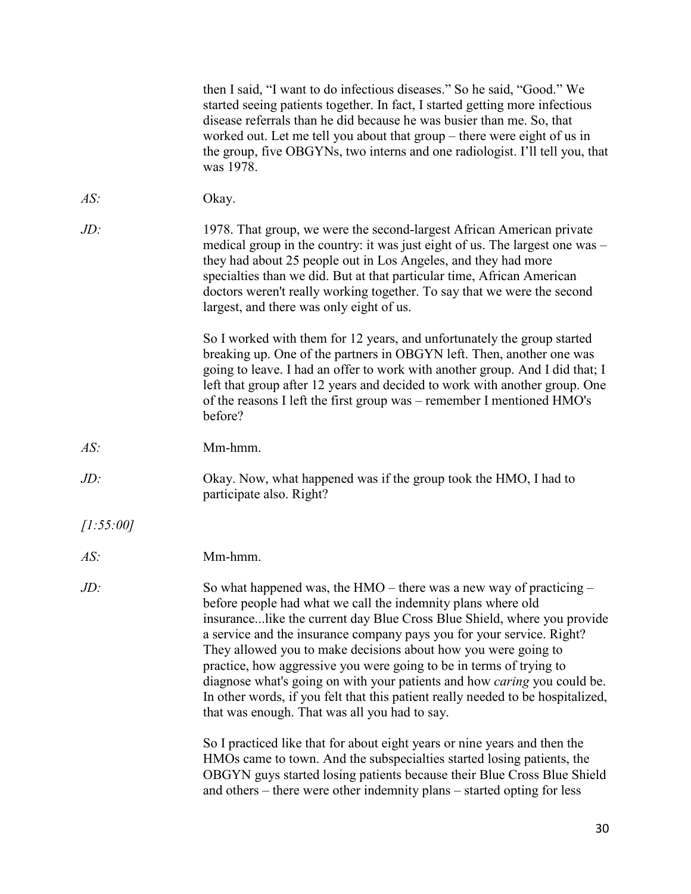then I said, "I want to do infectious diseases." So he said, "Good." We started seeing patients together. In fact, I started getting more infectious disease referrals than he did because he was busier than me. So, that worked out. Let me tell you about that group – there were eight of us in the group, five OBGYNs, two interns and one radiologist. I'll tell you, that was 1978.

*AS:* Okay.

*JD:* 1978. That group, we were the second-largest African American private medical group in the country: it was just eight of us. The largest one was – they had about 25 people out in Los Angeles, and they had more specialties than we did. But at that particular time, African American doctors weren't really working together. To say that we were the second largest, and there was only eight of us.

So I worked with them for 12 years, and unfortunately the group started breaking up. One of the partners in OBGYN left. Then, another one was going to leave. I had an offer to work with another group. And I did that; I left that group after 12 years and decided to work with another group. One of the reasons I left the first group was – remember I mentioned HMO's before?

*AS:* Mm-hmm.

*JD:* Okay. Now, what happened was if the group took the HMO, I had to participate also. Right?

*[1:55:00]*

*AS:* Mm-hmm.

*JD:* So what happened was, the HMO – there was a new way of practicing – before people had what we call the indemnity plans where old insurance...like the current day Blue Cross Blue Shield, where you provide a service and the insurance company pays you for your service. Right? They allowed you to make decisions about how you were going to practice, how aggressive you were going to be in terms of trying to diagnose what's going on with your patients and how *caring* you could be. In other words, if you felt that this patient really needed to be hospitalized, that was enough. That was all you had to say.

So I practiced like that for about eight years or nine years and then the HMOs came to town. And the subspecialties started losing patients, the OBGYN guys started losing patients because their Blue Cross Blue Shield and others – there were other indemnity plans – started opting for less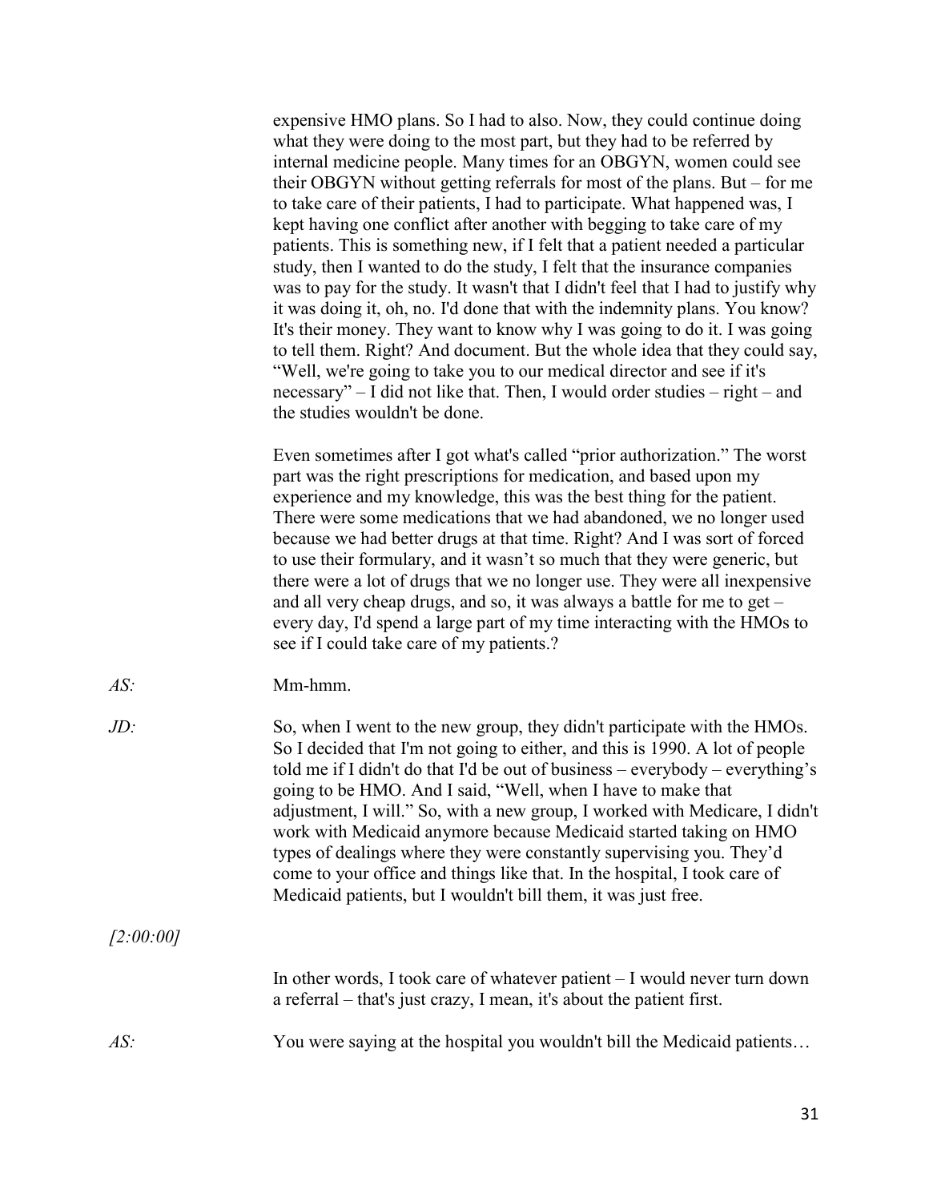expensive HMO plans. So I had to also. Now, they could continue doing what they were doing to the most part, but they had to be referred by internal medicine people. Many times for an OBGYN, women could see their OBGYN without getting referrals for most of the plans. But – for me to take care of their patients, I had to participate. What happened was, I kept having one conflict after another with begging to take care of my patients. This is something new, if I felt that a patient needed a particular study, then I wanted to do the study, I felt that the insurance companies was to pay for the study. It wasn't that I didn't feel that I had to justify why it was doing it, oh, no. I'd done that with the indemnity plans. You know? It's their money. They want to know why I was going to do it. I was going to tell them. Right? And document. But the whole idea that they could say, "Well, we're going to take you to our medical director and see if it's necessary" – I did not like that. Then, I would order studies – right – and the studies wouldn't be done.

Even sometimes after I got what's called "prior authorization." The worst part was the right prescriptions for medication, and based upon my experience and my knowledge, this was the best thing for the patient. There were some medications that we had abandoned, we no longer used because we had better drugs at that time. Right? And I was sort of forced to use their formulary, and it wasn't so much that they were generic, but there were a lot of drugs that we no longer use. They were all inexpensive and all very cheap drugs, and so, it was always a battle for me to get – every day, I'd spend a large part of my time interacting with the HMOs to see if I could take care of my patients.?

*AS:* Mm-hmm.

*JD:* So, when I went to the new group, they didn't participate with the HMOs. So I decided that I'm not going to either, and this is 1990. A lot of people told me if I didn't do that I'd be out of business – everybody – everything's going to be HMO. And I said, "Well, when I have to make that adjustment, I will." So, with a new group, I worked with Medicare, I didn't work with Medicaid anymore because Medicaid started taking on HMO types of dealings where they were constantly supervising you. They'd come to your office and things like that. In the hospital, I took care of Medicaid patients, but I wouldn't bill them, it was just free.

*[2:00:00]*

In other words, I took care of whatever patient – I would never turn down a referral – that's just crazy, I mean, it's about the patient first.

*AS:* You were saying at the hospital you wouldn't bill the Medicaid patients…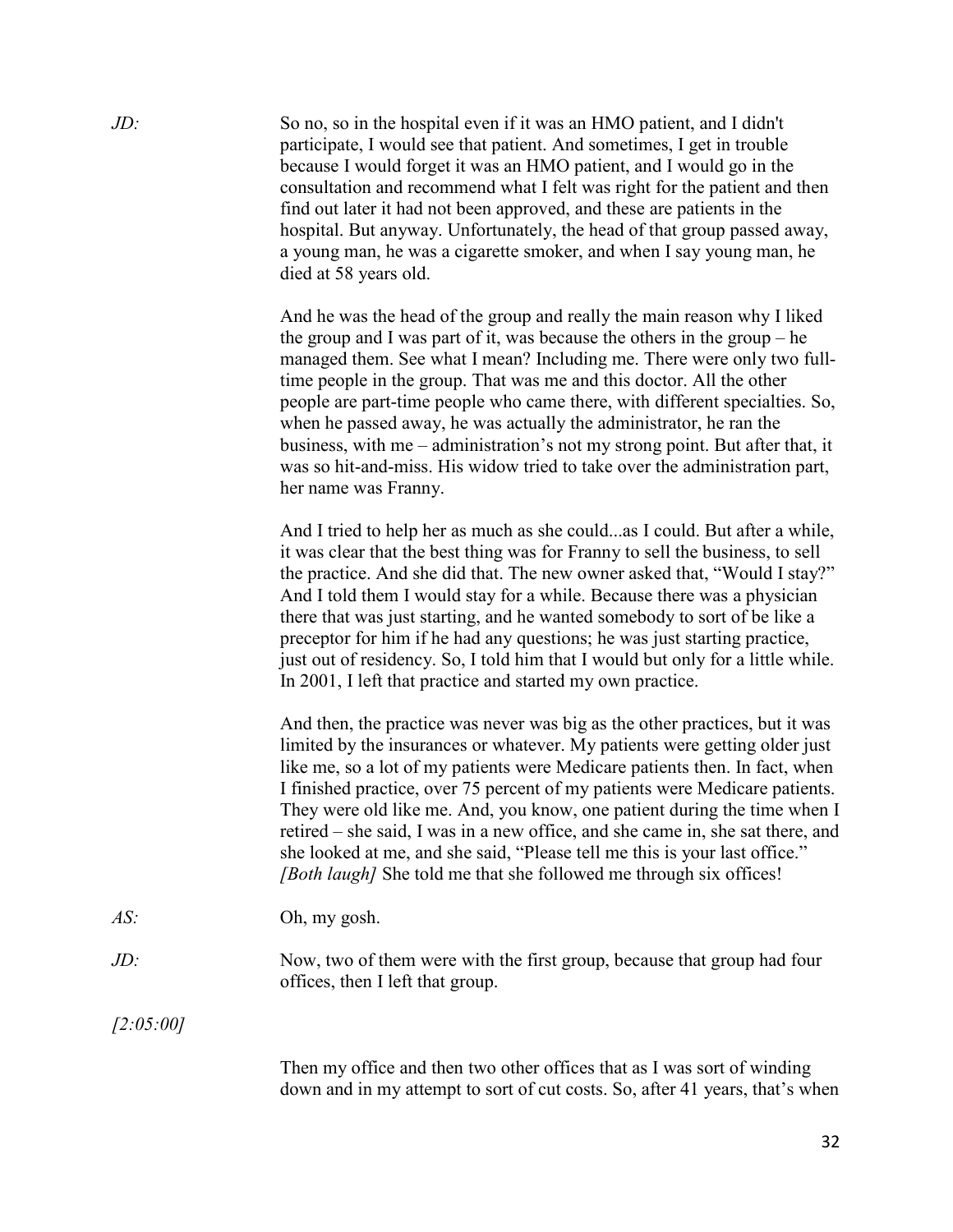*JD:* So no, so in the hospital even if it was an HMO patient, and I didn't participate, I would see that patient. And sometimes, I get in trouble because I would forget it was an HMO patient, and I would go in the consultation and recommend what I felt was right for the patient and then find out later it had not been approved, and these are patients in the hospital. But anyway. Unfortunately, the head of that group passed away, a young man, he was a cigarette smoker, and when I say young man, he died at 58 years old.

And he was the head of the group and really the main reason why I liked the group and I was part of it, was because the others in the group – he managed them. See what I mean? Including me. There were only two full-time people in the group. That was me and this doctor. All the other people are part-time people who came there, with different specialties. So, when he passed away, he was actually the administrator, he ran the business, with me – administration's not my strong point. But after that, it was so hit-and-miss. His widow tried to take over the administration part, her name was Franny.

And I tried to help her as much as she could...as I could. But after a while, it was clear that the best thing was for Franny to sell the business, to sell the practice. And she did that. The new owner asked that, "Would I stay?" And I told them I would stay for a while. Because there was a physician there that was just starting, and he wanted somebody to sort of be like a preceptor for him if he had any questions; he was just starting practice, just out of residency. So, I told him that I would but only for a little while. In 2001, I left that practice and started my own practice.

And then, the practice was never was big as the other practices, but it was limited by the insurances or whatever. My patients were getting older just like me, so a lot of my patients were Medicare patients then. In fact, when I finished practice, over 75 percent of my patients were Medicare patients. They were old like me. And, you know, one patient during the time when I retired – she said, I was in a new office, and she came in, she sat there, and she looked at me, and she said, "Please tell me this is your last office." *[Both laugh]* She told me that she followed me through six offices!

*AS:* Oh, my gosh.

*JD:* Now, two of them were with the first group, because that group had four offices, then I left that group.

*[2:05:00]*

Then my office and then two other offices that as I was sort of winding down and in my attempt to sort of cut costs. So, after 41 years, that's when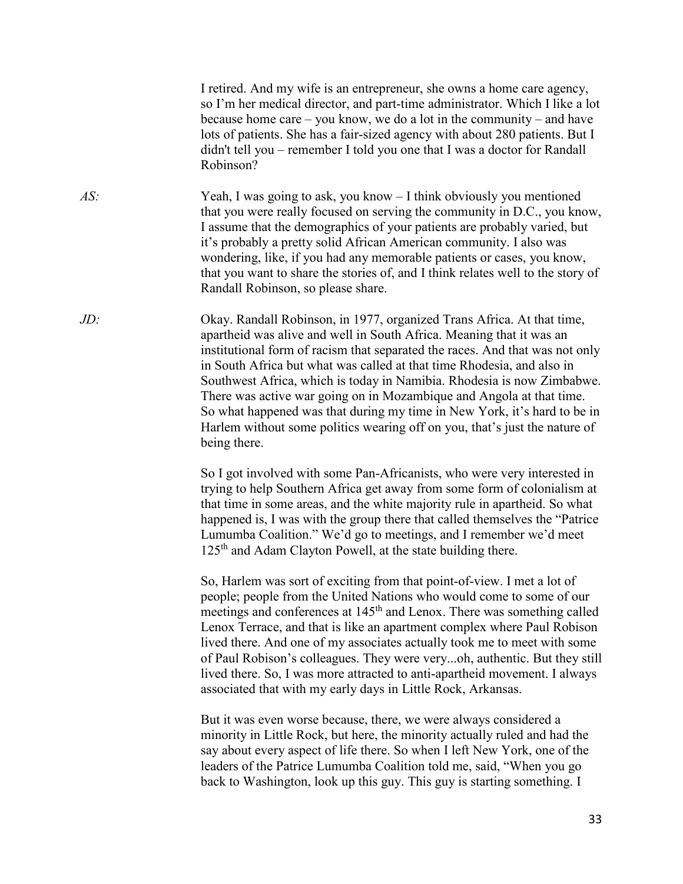I retired. And my wife is an entrepreneur, she owns a home care agency, so I'm her medical director, and part-time administrator. Which I like a lot because home care – you know, we do a lot in the community – and have lots of patients. She has a fair-sized agency with about 280 patients. But I didn't tell you – remember I told you one that I was a doctor for Randall Robinson?

*AS:* Yeah, I was going to ask, you know – I think obviously you mentioned that you were really focused on serving the community in D.C., you know, I assume that the demographics of your patients are probably varied, but it's probably a pretty solid African American community. I also was wondering, like, if you had any memorable patients or cases, you know, that you want to share the stories of, and I think relates well to the story of Randall Robinson, so please share.

*JD:* Okay. Randall Robinson, in 1977, organized Trans Africa. At that time, apartheid was alive and well in South Africa. Meaning that it was an institutional form of racism that separated the races. And that was not only in South Africa but what was called at that time Rhodesia, and also in Southwest Africa, which is today in Namibia. Rhodesia is now Zimbabwe. There was active war going on in Mozambique and Angola at that time. So what happened was that during my time in New York, it's hard to be in Harlem without some politics wearing off on you, that's just the nature of being there.

So I got involved with some Pan-Africanists, who were very interested in trying to help Southern Africa get away from some form of colonialism at that time in some areas, and the white majority rule in apartheid. So what happened is, I was with the group there that called themselves the "Patrice Lumumba Coalition." We'd go to meetings, and I remember we'd meet 125th and Adam Clayton Powell, at the state building there.

So, Harlem was sort of exciting from that point-of-view. I met a lot of people; people from the United Nations who would come to some of our meetings and conferences at 145th and Lenox. There was something called Lenox Terrace, and that is like an apartment complex where Paul Robison lived there. And one of my associates actually took me to meet with some of Paul Robison's colleagues. They were very...oh, authentic. But they still lived there. So, I was more attracted to anti-apartheid movement. I always associated that with my early days in Little Rock, Arkansas.

But it was even worse because, there, we were always considered a minority in Little Rock, but here, the minority actually ruled and had the say about every aspect of life there. So when I left New York, one of the leaders of the Patrice Lumumba Coalition told me, said, "When you go back to Washington, look up this guy. This guy is starting something. I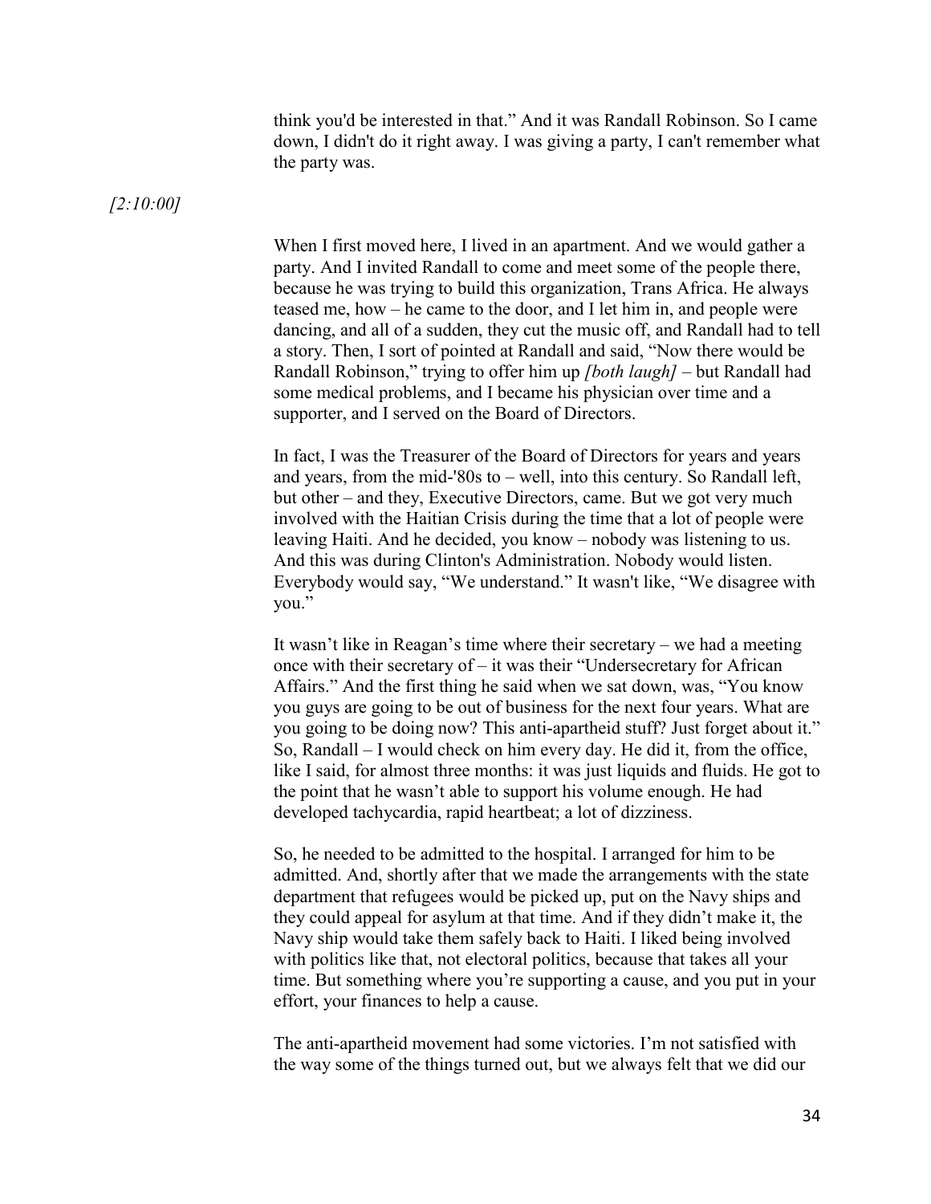think you'd be interested in that." And it was Randall Robinson. So I came down, I didn't do it right away. I was giving a party, I can't remember what the party was.

*[2:10:00]*

When I first moved here, I lived in an apartment. And we would gather a party. And I invited Randall to come and meet some of the people there, because he was trying to build this organization, Trans Africa. He always teased me, how – he came to the door, and I let him in, and people were dancing, and all of a sudden, they cut the music off, and Randall had to tell a story. Then, I sort of pointed at Randall and said, "Now there would be Randall Robinson," trying to offer him up *[both laugh]* – but Randall had some medical problems, and I became his physician over time and a supporter, and I served on the Board of Directors.

In fact, I was the Treasurer of the Board of Directors for years and years and years, from the mid-'80s to – well, into this century. So Randall left, but other – and they, Executive Directors, came. But we got very much involved with the Haitian Crisis during the time that a lot of people were leaving Haiti. And he decided, you know – nobody was listening to us. And this was during Clinton's Administration. Nobody would listen. Everybody would say, "We understand." It wasn't like, "We disagree with you."

It wasn't like in Reagan's time where their secretary – we had a meeting once with their secretary of – it was their "Undersecretary for African Affairs." And the first thing he said when we sat down, was, "You know you guys are going to be out of business for the next four years. What are you going to be doing now? This anti-apartheid stuff? Just forget about it." So, Randall – I would check on him every day. He did it, from the office, like I said, for almost three months: it was just liquids and fluids. He got to the point that he wasn't able to support his volume enough. He had developed tachycardia, rapid heartbeat; a lot of dizziness.

So, he needed to be admitted to the hospital. I arranged for him to be admitted. And, shortly after that we made the arrangements with the state department that refugees would be picked up, put on the Navy ships and they could appeal for asylum at that time. And if they didn't make it, the Navy ship would take them safely back to Haiti. I liked being involved with politics like that, not electoral politics, because that takes all your time. But something where you're supporting a cause, and you put in your effort, your finances to help a cause.

The anti-apartheid movement had some victories. I'm not satisfied with the way some of the things turned out, but we always felt that we did our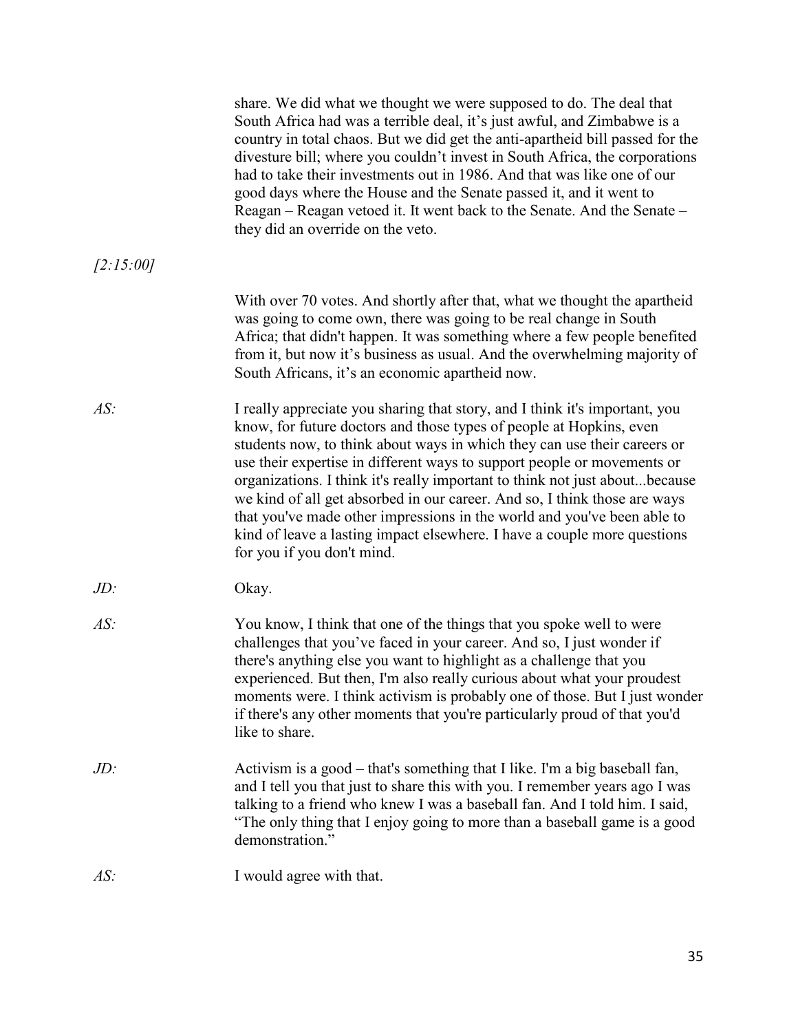share. We did what we thought we were supposed to do. The deal that South Africa had was a terrible deal, it's just awful, and Zimbabwe is a country in total chaos. But we did get the anti-apartheid bill passed for the divesture bill; where you couldn't invest in South Africa, the corporations had to take their investments out in 1986. And that was like one of our good days where the House and the Senate passed it, and it went to Reagan – Reagan vetoed it. It went back to the Senate. And the Senate – they did an override on the veto.

*[2:15:00]*

With over 70 votes. And shortly after that, what we thought the apartheid was going to come own, there was going to be real change in South Africa; that didn't happen. It was something where a few people benefited from it, but now it's business as usual. And the overwhelming majority of South Africans, it's an economic apartheid now.

*AS:* I really appreciate you sharing that story, and I think it's important, you know, for future doctors and those types of people at Hopkins, even students now, to think about ways in which they can use their careers or use their expertise in different ways to support people or movements or organizations. I think it's really important to think not just about...because we kind of all get absorbed in our career. And so, I think those are ways that you've made other impressions in the world and you've been able to kind of leave a lasting impact elsewhere. I have a couple more questions for you if you don't mind.

*JD:* Okay.

*AS:* You know, I think that one of the things that you spoke well to were challenges that you've faced in your career. And so, I just wonder if there's anything else you want to highlight as a challenge that you experienced. But then, I'm also really curious about what your proudest moments were. I think activism is probably one of those. But I just wonder if there's any other moments that you're particularly proud of that you'd like to share.

*JD:* Activism is a good – that's something that I like. I'm a big baseball fan, and I tell you that just to share this with you. I remember years ago I was talking to a friend who knew I was a baseball fan. And I told him. I said, "The only thing that I enjoy going to more than a baseball game is a good demonstration."

*AS:* I would agree with that.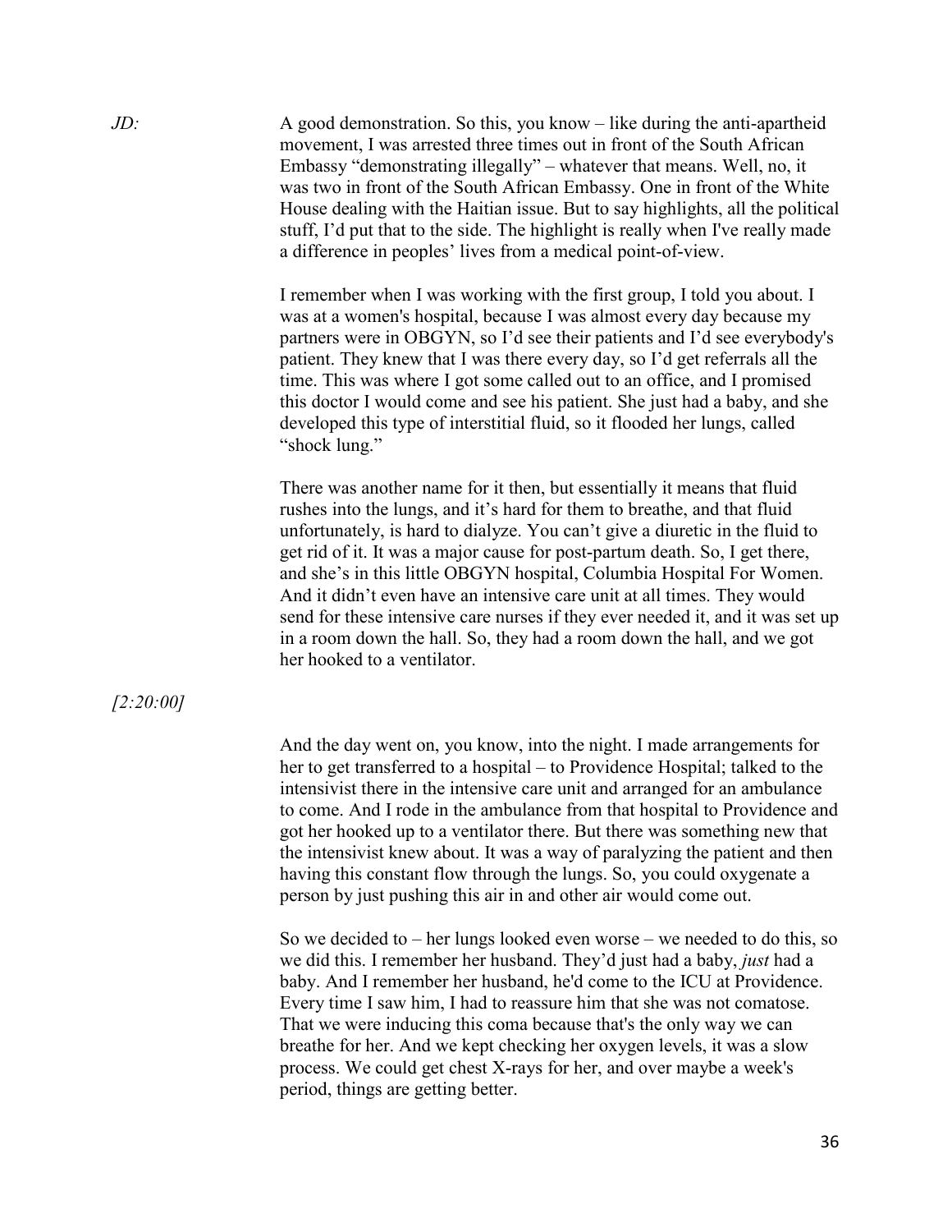*JD:* A good demonstration. So this, you know – like during the anti-apartheid movement, I was arrested three times out in front of the South African Embassy "demonstrating illegally" – whatever that means. Well, no, it was two in front of the South African Embassy. One in front of the White House dealing with the Haitian issue. But to say highlights, all the political stuff, I'd put that to the side. The highlight is really when I've really made a difference in peoples' lives from a medical point-of-view.

I remember when I was working with the first group, I told you about. I was at a women's hospital, because I was almost every day because my partners were in OBGYN, so I'd see their patients and I'd see everybody's patient. They knew that I was there every day, so I'd get referrals all the time. This was where I got some called out to an office, and I promised this doctor I would come and see his patient. She just had a baby, and she developed this type of interstitial fluid, so it flooded her lungs, called "shock lung."

There was another name for it then, but essentially it means that fluid rushes into the lungs, and it's hard for them to breathe, and that fluid unfortunately, is hard to dialyze. You can't give a diuretic in the fluid to get rid of it. It was a major cause for post-partum death. So, I get there, and she's in this little OBGYN hospital, Columbia Hospital For Women. And it didn't even have an intensive care unit at all times. They would send for these intensive care nurses if they ever needed it, and it was set up in a room down the hall. So, they had a room down the hall, and we got her hooked to a ventilator.

*[2:20:00]*

And the day went on, you know, into the night. I made arrangements for her to get transferred to a hospital – to Providence Hospital; talked to the intensivist there in the intensive care unit and arranged for an ambulance to come. And I rode in the ambulance from that hospital to Providence and got her hooked up to a ventilator there. But there was something new that the intensivist knew about. It was a way of paralyzing the patient and then having this constant flow through the lungs. So, you could oxygenate a person by just pushing this air in and other air would come out.

So we decided to – her lungs looked even worse – we needed to do this, so we did this. I remember her husband. They'd just had a baby, *just* had a baby. And I remember her husband, he'd come to the ICU at Providence. Every time I saw him, I had to reassure him that she was not comatose. That we were inducing this coma because that's the only way we can breathe for her. And we kept checking her oxygen levels, it was a slow process. We could get chest X-rays for her, and over maybe a week's period, things are getting better.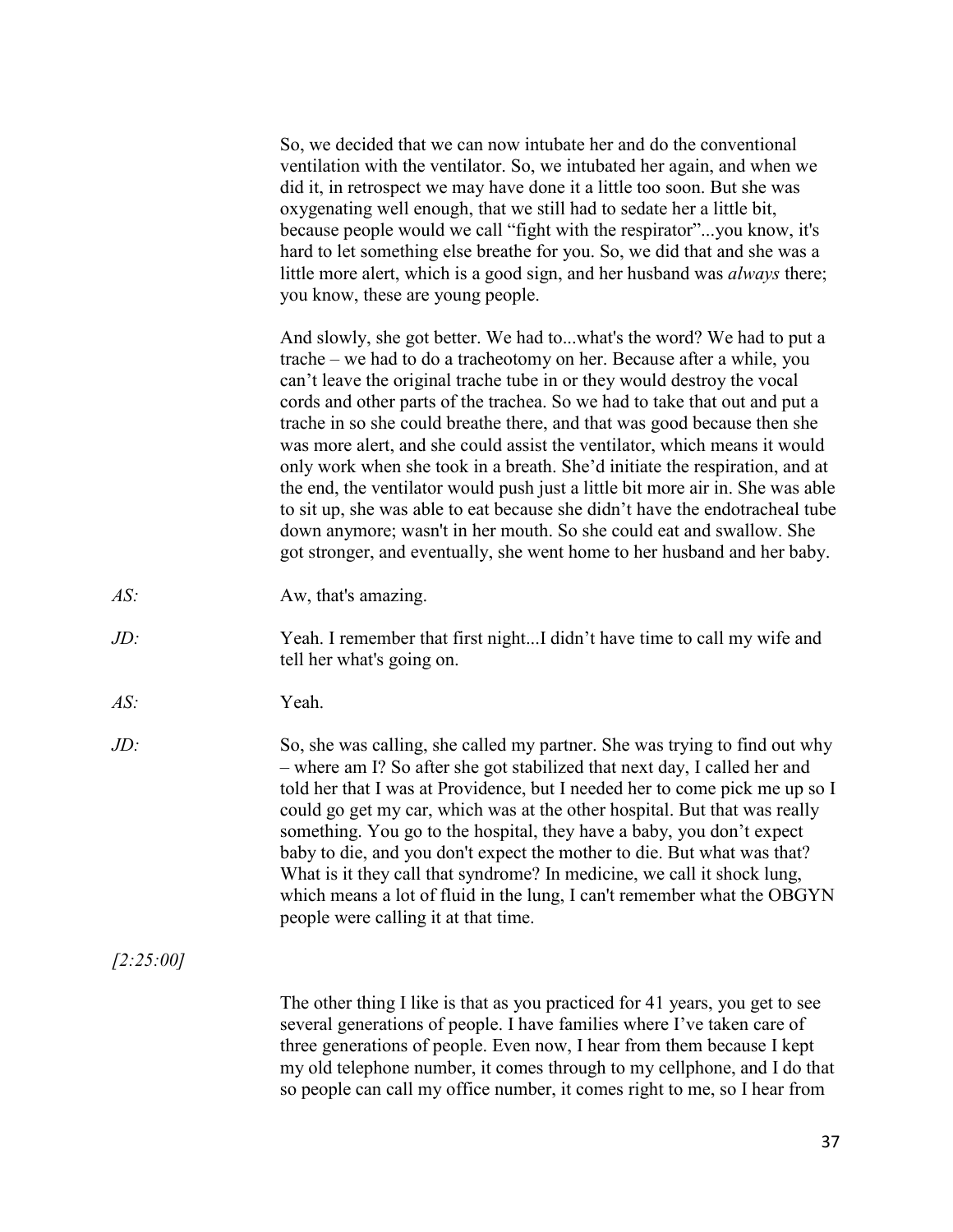So, we decided that we can now intubate her and do the conventional ventilation with the ventilator. So, we intubated her again, and when we did it, in retrospect we may have done it a little too soon. But she was oxygenating well enough, that we still had to sedate her a little bit, because people would we call "fight with the respirator"...you know, it's hard to let something else breathe for you. So, we did that and she was a little more alert, which is a good sign, and her husband was *always* there; you know, these are young people.

And slowly, she got better. We had to...what's the word? We had to put a trache – we had to do a tracheotomy on her. Because after a while, you can't leave the original trache tube in or they would destroy the vocal cords and other parts of the trachea. So we had to take that out and put a trache in so she could breathe there, and that was good because then she was more alert, and she could assist the ventilator, which means it would only work when she took in a breath. She'd initiate the respiration, and at the end, the ventilator would push just a little bit more air in. She was able to sit up, she was able to eat because she didn't have the endotracheal tube down anymore; wasn't in her mouth. So she could eat and swallow. She got stronger, and eventually, she went home to her husband and her baby.

*AS:* Aw, that's amazing.

*JD:* Yeah. I remember that first night...I didn't have time to call my wife and tell her what's going on.

*AS:* Yeah.

*JD:* So, she was calling, she called my partner. She was trying to find out why – where am I? So after she got stabilized that next day, I called her and told her that I was at Providence, but I needed her to come pick me up so I could go get my car, which was at the other hospital. But that was really something. You go to the hospital, they have a baby, you don't expect baby to die, and you don't expect the mother to die. But what was that? What is it they call that syndrome? In medicine, we call it shock lung, which means a lot of fluid in the lung, I can't remember what the OBGYN people were calling it at that time.

*[2:25:00]*

The other thing I like is that as you practiced for 41 years, you get to see several generations of people. I have families where I've taken care of three generations of people. Even now, I hear from them because I kept my old telephone number, it comes through to my cellphone, and I do that so people can call my office number, it comes right to me, so I hear from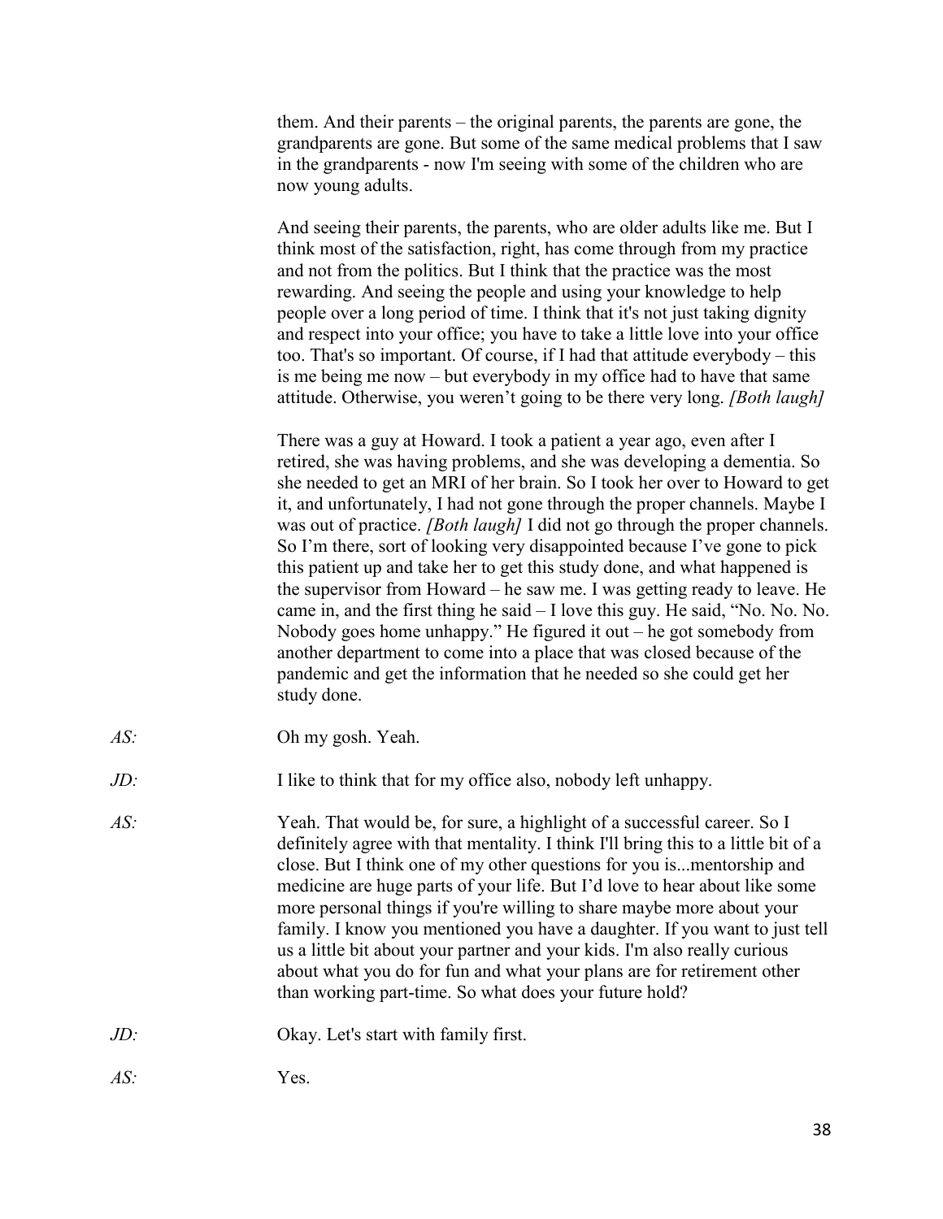them. And their parents – the original parents, the parents are gone, the grandparents are gone. But some of the same medical problems that I saw in the grandparents - now I'm seeing with some of the children who are now young adults.

And seeing their parents, the parents, who are older adults like me. But I think most of the satisfaction, right, has come through from my practice and not from the politics. But I think that the practice was the most rewarding. And seeing the people and using your knowledge to help people over a long period of time. I think that it's not just taking dignity and respect into your office; you have to take a little love into your office too. That's so important. Of course, if I had that attitude everybody – this is me being me now – but everybody in my office had to have that same attitude. Otherwise, you weren't going to be there very long. *[Both laugh]*

There was a guy at Howard. I took a patient a year ago, even after I retired, she was having problems, and she was developing a dementia. So she needed to get an MRI of her brain. So I took her over to Howard to get it, and unfortunately, I had not gone through the proper channels. Maybe I was out of practice. *[Both laugh]* I did not go through the proper channels. So I'm there, sort of looking very disappointed because I've gone to pick this patient up and take her to get this study done, and what happened is the supervisor from Howard – he saw me. I was getting ready to leave. He came in, and the first thing he said – I love this guy. He said, "No. No. No. Nobody goes home unhappy." He figured it out – he got somebody from another department to come into a place that was closed because of the pandemic and get the information that he needed so she could get her study done.

*AS:* Oh my gosh. Yeah.

*JD:* I like to think that for my office also, nobody left unhappy.

*AS:* Yeah. That would be, for sure, a highlight of a successful career. So I definitely agree with that mentality. I think I'll bring this to a little bit of a close. But I think one of my other questions for you is...mentorship and medicine are huge parts of your life. But I'd love to hear about like some more personal things if you're willing to share maybe more about your family. I know you mentioned you have a daughter. If you want to just tell us a little bit about your partner and your kids. I'm also really curious about what you do for fun and what your plans are for retirement other than working part-time. So what does your future hold?

*JD:* Okay. Let's start with family first.

*AS:* Yes.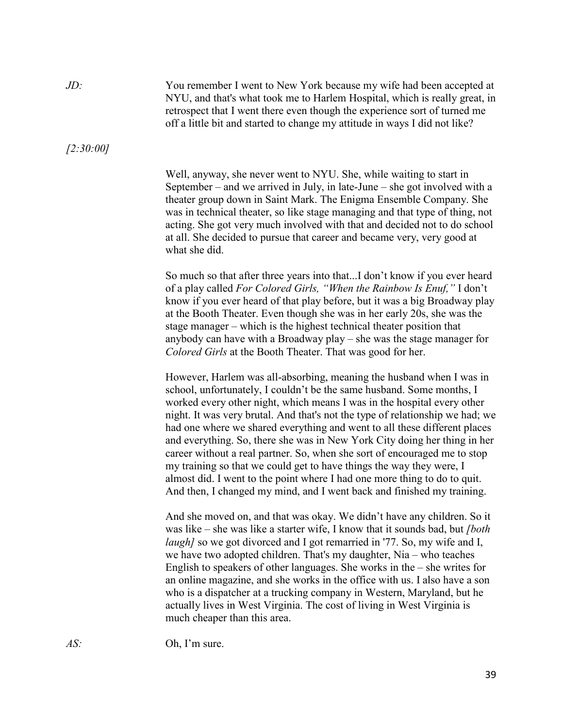*JD:* You remember I went to New York because my wife had been accepted at NYU, and that's what took me to Harlem Hospital, which is really great, in retrospect that I went there even though the experience sort of turned me off a little bit and started to change my attitude in ways I did not like?

*[2:30:00]*

Well, anyway, she never went to NYU. She, while waiting to start in September – and we arrived in July, in late-June – she got involved with a theater group down in Saint Mark. The Enigma Ensemble Company. She was in technical theater, so like stage managing and that type of thing, not acting. She got very much involved with that and decided not to do school at all. She decided to pursue that career and became very, very good at what she did.

So much so that after three years into that...I don't know if you ever heard of a play called *For Colored Girls, "When the Rainbow Is Enuf,"* I don't know if you ever heard of that play before, but it was a big Broadway play at the Booth Theater. Even though she was in her early 20s, she was the stage manager – which is the highest technical theater position that anybody can have with a Broadway play – she was the stage manager for *Colored Girls* at the Booth Theater. That was good for her.

However, Harlem was all-absorbing, meaning the husband when I was in school, unfortunately, I couldn't be the same husband. Some months, I worked every other night, which means I was in the hospital every other night. It was very brutal. And that's not the type of relationship we had; we had one where we shared everything and went to all these different places and everything. So, there she was in New York City doing her thing in her career without a real partner. So, when she sort of encouraged me to stop my training so that we could get to have things the way they were, I almost did. I went to the point where I had one more thing to do to quit. And then, I changed my mind, and I went back and finished my training.

And she moved on, and that was okay. We didn't have any children. So it was like – she was like a starter wife, I know that it sounds bad, but *[both laugh]* so we got divorced and I got remarried in '77. So, my wife and I, we have two adopted children. That's my daughter, Nia – who teaches English to speakers of other languages. She works in the – she writes for an online magazine, and she works in the office with us. I also have a son who is a dispatcher at a trucking company in Western, Maryland, but he actually lives in West Virginia. The cost of living in West Virginia is much cheaper than this area.

*AS:* Oh, I'm sure.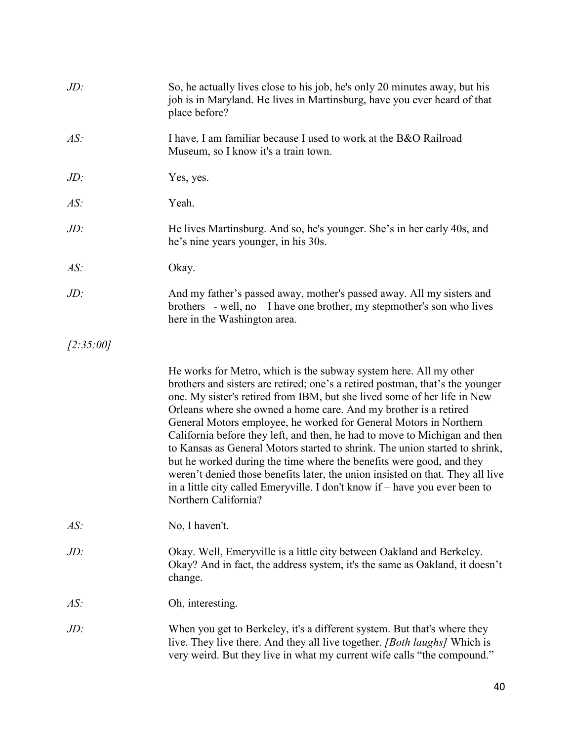*JD:* So, he actually lives close to his job, he's only 20 minutes away, but his job is in Maryland. He lives in Martinsburg, have you ever heard of that place before?

*AS:* I have, I am familiar because I used to work at the B&O Railroad Museum, so I know it's a train town.

*JD:* Yes, yes.

*AS:* Yeah.

*JD:* He lives Martinsburg. And so, he's younger. She's in her early 40s, and he's nine years younger, in his 30s.

*AS:* Okay.

*JD:* And my father's passed away, mother's passed away. All my sisters and brothers –- well, no – I have one brother, my stepmother's son who lives here in the Washington area.

*[2:35:00]*

He works for Metro, which is the subway system here. All my other brothers and sisters are retired; one's a retired postman, that's the younger one. My sister's retired from IBM, but she lived some of her life in New Orleans where she owned a home care. And my brother is a retired General Motors employee, he worked for General Motors in Northern California before they left, and then, he had to move to Michigan and then to Kansas as General Motors started to shrink. The union started to shrink, but he worked during the time where the benefits were good, and they weren't denied those benefits later, the union insisted on that. They all live in a little city called Emeryville. I don't know if – have you ever been to Northern California?

*AS:* No, I haven't.

*JD:* Okay. Well, Emeryville is a little city between Oakland and Berkeley. Okay? And in fact, the address system, it's the same as Oakland, it doesn't change.

*AS:* Oh, interesting.

*JD:* When you get to Berkeley, it's a different system. But that's where they live. They live there. And they all live together. *[Both laughs]* Which is very weird. But they live in what my current wife calls "the compound."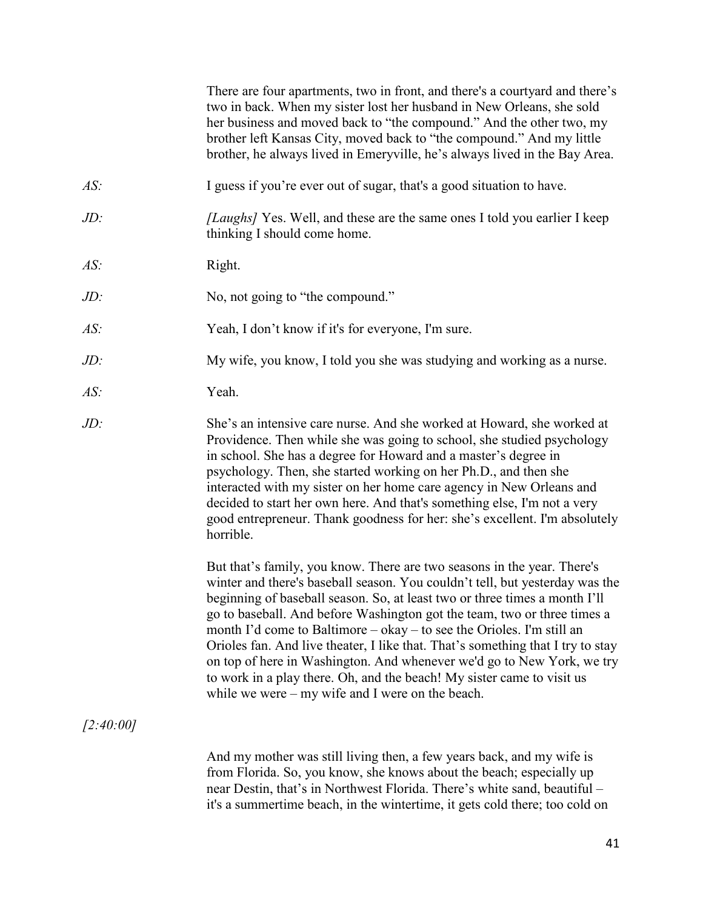There are four apartments, two in front, and there's a courtyard and there's two in back. When my sister lost her husband in New Orleans, she sold her business and moved back to "the compound." And the other two, my brother left Kansas City, moved back to "the compound." And my little brother, he always lived in Emeryville, he's always lived in the Bay Area.

*AS:* I guess if you're ever out of sugar, that's a good situation to have.

*JD:* *[Laughs]* Yes. Well, and these are the same ones I told you earlier I keep thinking I should come home.

*AS:* Right.

*JD:* No, not going to "the compound."

*AS:* Yeah, I don't know if it's for everyone, I'm sure.

*JD:* My wife, you know, I told you she was studying and working as a nurse.

*AS:* Yeah.

*JD:* She's an intensive care nurse. And she worked at Howard, she worked at Providence. Then while she was going to school, she studied psychology in school. She has a degree for Howard and a master's degree in psychology. Then, she started working on her Ph.D., and then she interacted with my sister on her home care agency in New Orleans and decided to start her own here. And that's something else, I'm not a very good entrepreneur. Thank goodness for her: she's excellent. I'm absolutely horrible.

But that's family, you know. There are two seasons in the year. There's winter and there's baseball season. You couldn't tell, but yesterday was the beginning of baseball season. So, at least two or three times a month I'll go to baseball. And before Washington got the team, two or three times a month I'd come to Baltimore – okay – to see the Orioles. I'm still an Orioles fan. And live theater, I like that. That's something that I try to stay on top of here in Washington. And whenever we'd go to New York, we try to work in a play there. Oh, and the beach! My sister came to visit us while we were – my wife and I were on the beach.

*[2:40:00]*

And my mother was still living then, a few years back, and my wife is from Florida. So, you know, she knows about the beach; especially up near Destin, that's in Northwest Florida. There's white sand, beautiful – it's a summertime beach, in the wintertime, it gets cold there; too cold on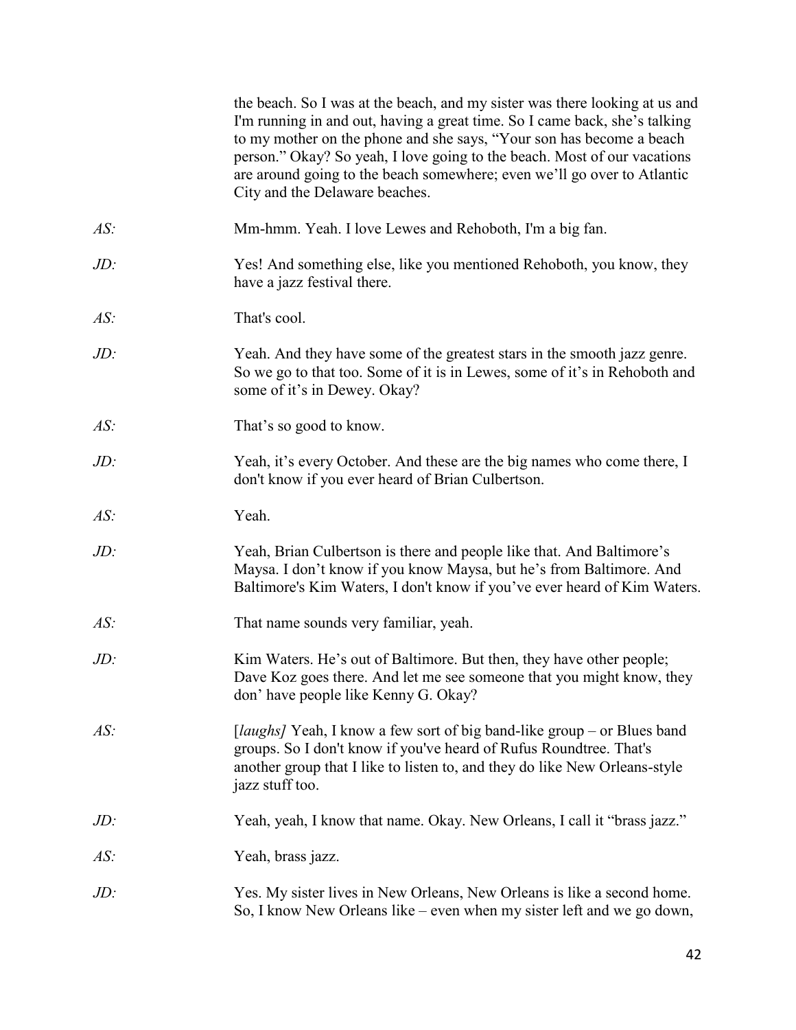the beach. So I was at the beach, and my sister was there looking at us and I'm running in and out, having a great time. So I came back, she's talking to my mother on the phone and she says, "Your son has become a beach person." Okay? So yeah, I love going to the beach. Most of our vacations are around going to the beach somewhere; even we'll go over to Atlantic City and the Delaware beaches.

*AS:* Mm-hmm. Yeah. I love Lewes and Rehoboth, I'm a big fan.

*JD:* Yes! And something else, like you mentioned Rehoboth, you know, they have a jazz festival there.

*AS:* That's cool.

*JD:* Yeah. And they have some of the greatest stars in the smooth jazz genre. So we go to that too. Some of it is in Lewes, some of it's in Rehoboth and some of it's in Dewey. Okay?

*AS:* That's so good to know.

*JD:* Yeah, it's every October. And these are the big names who come there, I don't know if you ever heard of Brian Culbertson.

*AS:* Yeah.

*JD:* Yeah, Brian Culbertson is there and people like that. And Baltimore's Maysa. I don't know if you know Maysa, but he's from Baltimore. And Baltimore's Kim Waters, I don't know if you've ever heard of Kim Waters.

*AS:* That name sounds very familiar, yeah.

*JD:* Kim Waters. He's out of Baltimore. But then, they have other people; Dave Koz goes there. And let me see someone that you might know, they don' have people like Kenny G. Okay?

*AS:* [*laughs]* Yeah, I know a few sort of big band-like group – or Blues band groups. So I don't know if you've heard of Rufus Roundtree. That's another group that I like to listen to, and they do like New Orleans-style jazz stuff too.

*JD:* Yeah, yeah, I know that name. Okay. New Orleans, I call it "brass jazz."

*AS:* Yeah, brass jazz.

*JD:* Yes. My sister lives in New Orleans, New Orleans is like a second home. So, I know New Orleans like – even when my sister left and we go down,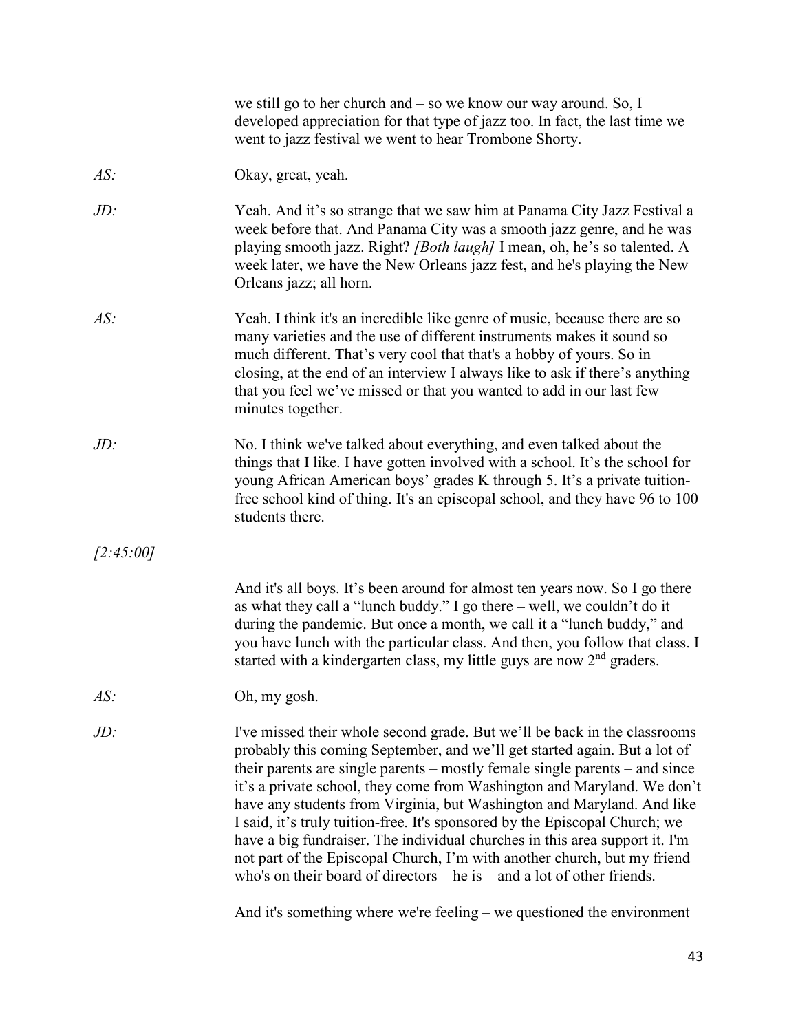we still go to her church and – so we know our way around. So, I developed appreciation for that type of jazz too. In fact, the last time we went to jazz festival we went to hear Trombone Shorty.

*AS:* Okay, great, yeah.

*JD:* Yeah. And it's so strange that we saw him at Panama City Jazz Festival a week before that. And Panama City was a smooth jazz genre, and he was playing smooth jazz. Right? *[Both laugh]* I mean, oh, he's so talented. A week later, we have the New Orleans jazz fest, and he's playing the New Orleans jazz; all horn.

*AS:* Yeah. I think it's an incredible like genre of music, because there are so many varieties and the use of different instruments makes it sound so much different. That's very cool that that's a hobby of yours. So in closing, at the end of an interview I always like to ask if there's anything that you feel we've missed or that you wanted to add in our last few minutes together.

*JD:* No. I think we've talked about everything, and even talked about the things that I like. I have gotten involved with a school. It's the school for young African American boys' grades K through 5. It's a private tuition-free school kind of thing. It's an episcopal school, and they have 96 to 100 students there.

*[2:45:00]*

And it's all boys. It's been around for almost ten years now. So I go there as what they call a "lunch buddy." I go there – well, we couldn't do it during the pandemic. But once a month, we call it a "lunch buddy," and you have lunch with the particular class. And then, you follow that class. I started with a kindergarten class, my little guys are now 2nd graders.

*AS:* Oh, my gosh.

*JD:* I've missed their whole second grade. But we'll be back in the classrooms probably this coming September, and we'll get started again. But a lot of their parents are single parents – mostly female single parents – and since it's a private school, they come from Washington and Maryland. We don't have any students from Virginia, but Washington and Maryland. And like I said, it's truly tuition-free. It's sponsored by the Episcopal Church; we have a big fundraiser. The individual churches in this area support it. I'm not part of the Episcopal Church, I'm with another church, but my friend who's on their board of directors – he is – and a lot of other friends.

And it's something where we're feeling – we questioned the environment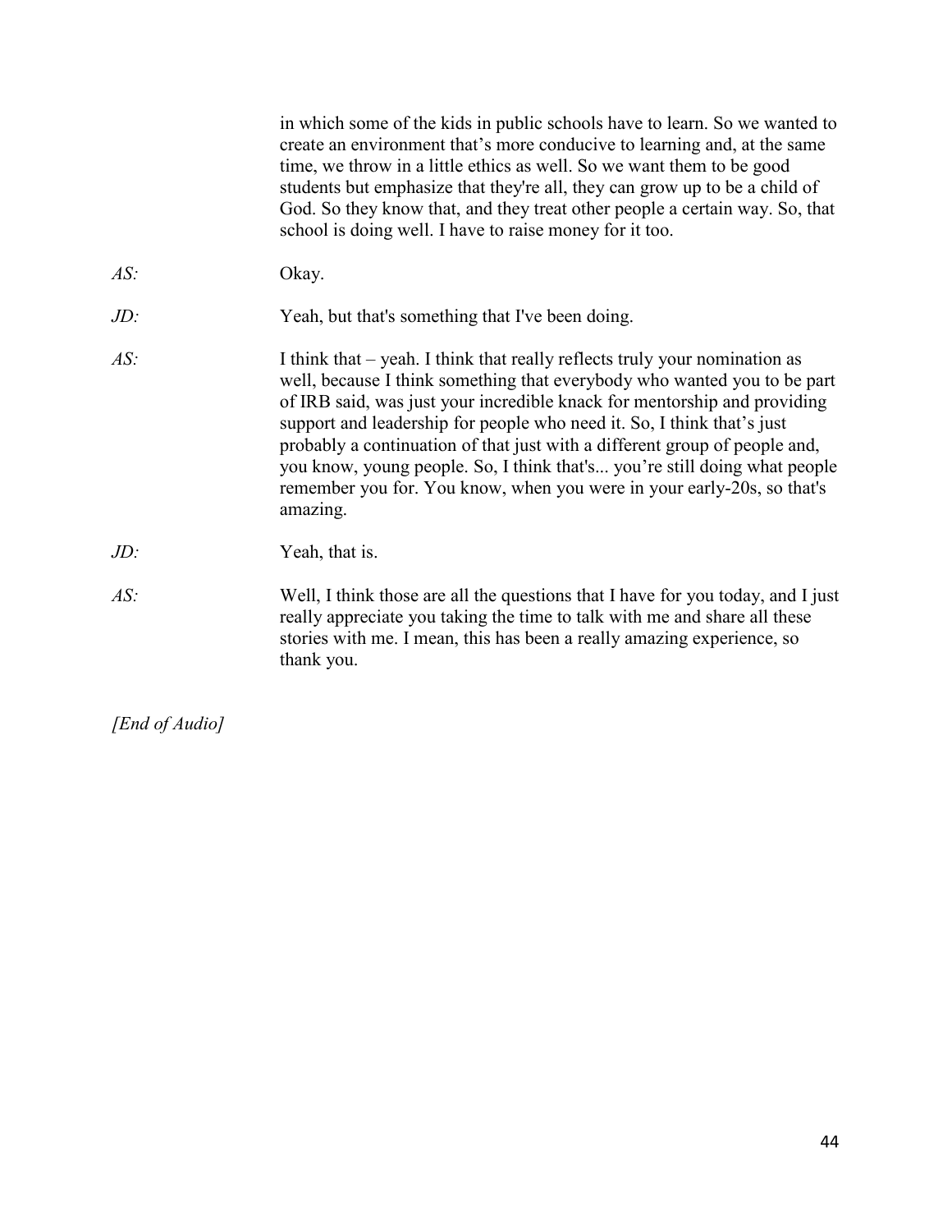in which some of the kids in public schools have to learn. So we wanted to create an environment that's more conducive to learning and, at the same time, we throw in a little ethics as well. So we want them to be good students but emphasize that they're all, they can grow up to be a child of God. So they know that, and they treat other people a certain way. So, that school is doing well. I have to raise money for it too.

*AS:* Okay.

*JD:* Yeah, but that's something that I've been doing.

*AS:* I think that – yeah. I think that really reflects truly your nomination as well, because I think something that everybody who wanted you to be part of IRB said, was just your incredible knack for mentorship and providing support and leadership for people who need it. So, I think that's just probably a continuation of that just with a different group of people and, you know, young people. So, I think that's... you're still doing what people remember you for. You know, when you were in your early-20s, so that's amazing.

*JD:* Yeah, that is.

*AS:* Well, I think those are all the questions that I have for you today, and I just really appreciate you taking the time to talk with me and share all these stories with me. I mean, this has been a really amazing experience, so thank you.

*[End of Audio]*